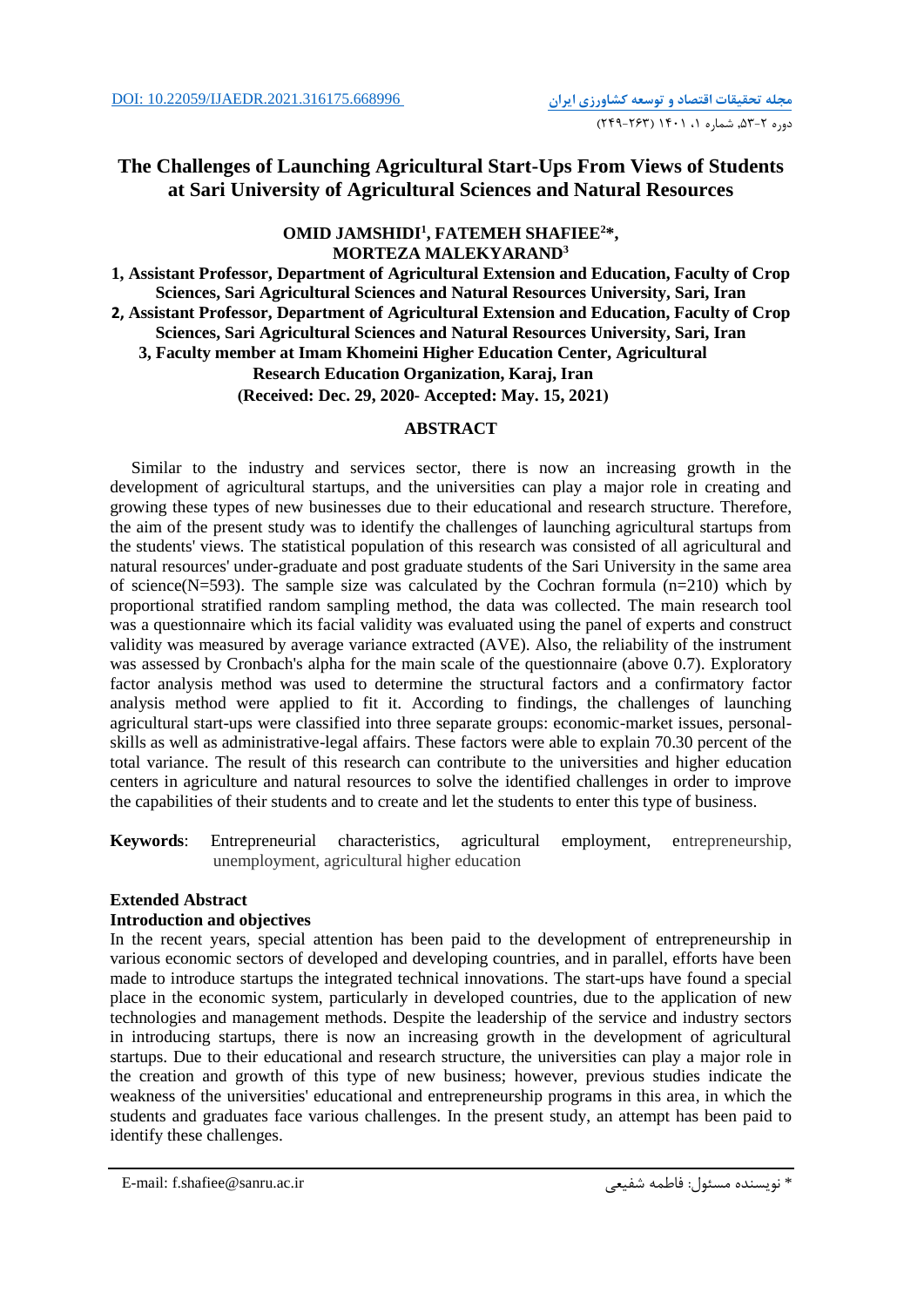DOI: 10.22059/IJAEDR.2021.316175.668996

# The Challenges of Launching Agricultural Start-Ups From Views of Students at Sari University of Agricultural Sciences and Natural Resources

**OMID JAMSHIDI[1], FATEMEH SHAFIEE[2]\*, MORTEZA MALEKYARAND[3]**

**1, Assistant Professor, Department of Agricultural Extension and Education, Faculty of Crop Sciences, Sari Agricultural Sciences and Natural Resources University, Sari, Iran**
**2, Assistant Professor, Department of Agricultural Extension and Education, Faculty of Crop Sciences, Sari Agricultural Sciences and Natural Resources University, Sari, Iran**
**3, Faculty member at Imam Khomeini Higher Education Center, Agricultural Research Education Organization, Karaj, Iran**
**(Received: Dec. 29, 2020- Accepted: May. 15, 2021)**

## ABSTRACT

Similar to the industry and services sector, there is now an increasing growth in the development of agricultural startups, and the universities can play a major role in creating and growing these types of new businesses due to their educational and research structure. Therefore, the aim of the present study was to identify the challenges of launching agricultural startups from the students' views. The statistical population of this research was consisted of all agricultural and natural resources' under-graduate and post graduate students of the Sari University in the same area of science(N=593). The sample size was calculated by the Cochran formula (n=210) which by proportional stratified random sampling method, the data was collected. The main research tool was a questionnaire which its facial validity was evaluated using the panel of experts and construct validity was measured by average variance extracted (AVE). Also, the reliability of the instrument was assessed by Cronbach's alpha for the main scale of the questionnaire (above 0.7). Exploratory factor analysis method was used to determine the structural factors and a confirmatory factor analysis method were applied to fit it. According to findings, the challenges of launching agricultural start-ups were classified into three separate groups: economic-market issues, personal-skills as well as administrative-legal affairs. These factors were able to explain 70.30 percent of the total variance. The result of this research can contribute to the universities and higher education centers in agriculture and natural resources to solve the identified challenges in order to improve the capabilities of their students and to create and let the students to enter this type of business.

**Keywords**: Entrepreneurial characteristics, agricultural employment, entrepreneurship, unemployment, agricultural higher education

### Extended Abstract

### Introduction and objectives

In the recent years, special attention has been paid to the development of entrepreneurship in various economic sectors of developed and developing countries, and in parallel, efforts have been made to introduce startups the integrated technical innovations. The start-ups have found a special place in the economic system, particularly in developed countries, due to the application of new technologies and management methods. Despite the leadership of the service and industry sectors in introducing startups, there is now an increasing growth in the development of agricultural startups. Due to their educational and research structure, the universities can play a major role in the creation and growth of this type of new business; however, previous studies indicate the weakness of the universities' educational and entrepreneurship programs in this area, in which the students and graduates face various challenges. In the present study, an attempt has been paid to identify these challenges.

E-mail: f.shafiee@sanru.ac.ir

\* نویسنده مسئول: فاطمه شفیعی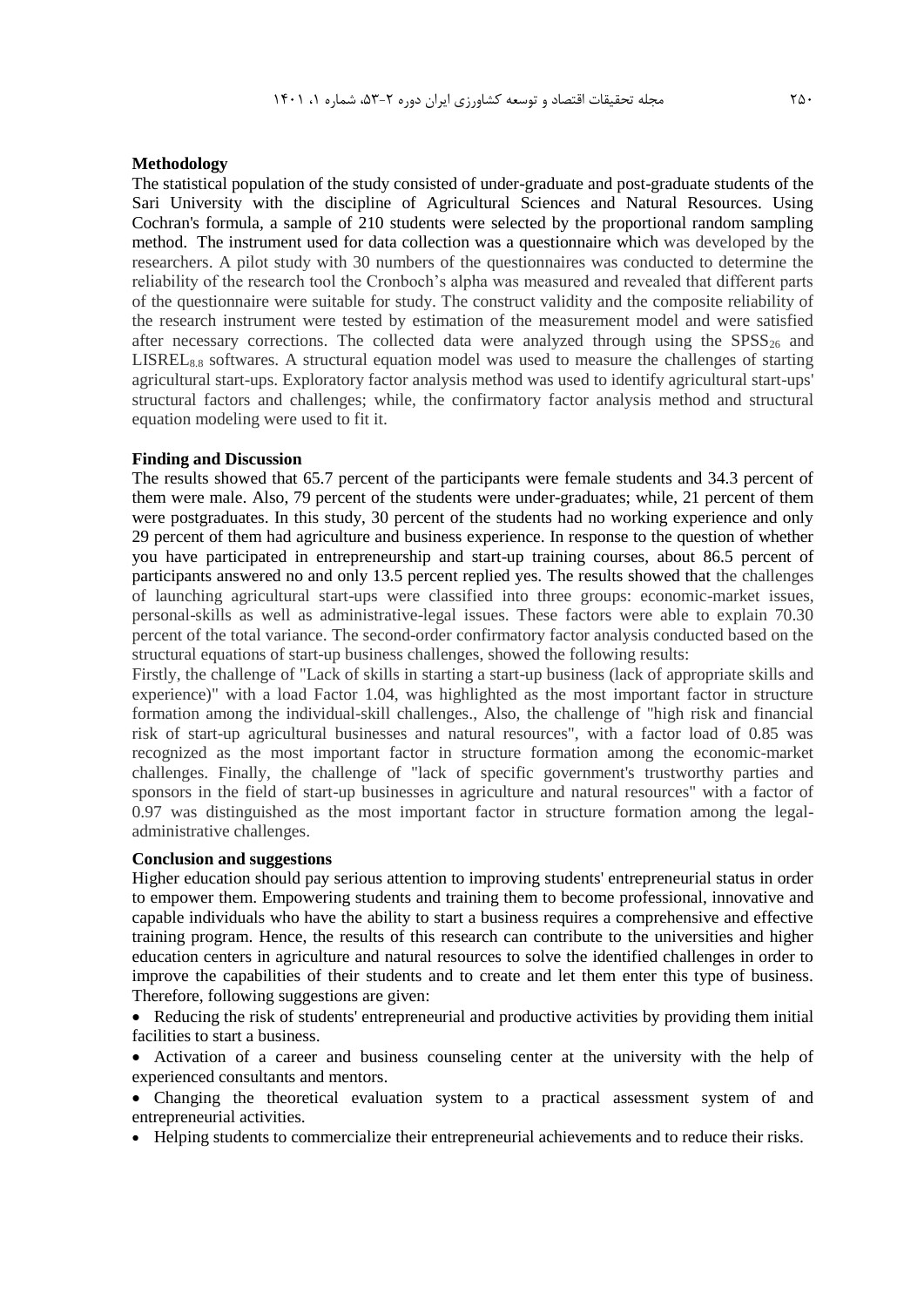**Methodology**

The statistical population of the study consisted of under-graduate and post-graduate students of the Sari University with the discipline of Agricultural Sciences and Natural Resources. Using Cochran's formula, a sample of 210 students were selected by the proportional random sampling method. The instrument used for data collection was a questionnaire which was developed by the researchers. A pilot study with 30 numbers of the questionnaires was conducted to determine the reliability of the research tool the Cronboch's alpha was measured and revealed that different parts of the questionnaire were suitable for study. The construct validity and the composite reliability of the research instrument were tested by estimation of the measurement model and were satisfied after necessary corrections. The collected data were analyzed through using the $SPSS_{26}$ and $LISREL_{8.8}$ softwares. A structural equation model was used to measure the challenges of starting agricultural start-ups. Exploratory factor analysis method was used to identify agricultural start-ups' structural factors and challenges; while, the confirmatory factor analysis method and structural equation modeling were used to fit it.

**Finding and Discussion**

The results showed that 65.7 percent of the participants were female students and 34.3 percent of them were male. Also, 79 percent of the students were under-graduates; while, 21 percent of them were postgraduates. In this study, 30 percent of the students had no working experience and only 29 percent of them had agriculture and business experience. In response to the question of whether you have participated in entrepreneurship and start-up training courses, about 86.5 percent of participants answered no and only 13.5 percent replied yes. The results showed that the challenges of launching agricultural start-ups were classified into three groups: economic-market issues, personal-skills as well as administrative-legal issues. These factors were able to explain 70.30 percent of the total variance. The second-order confirmatory factor analysis conducted based on the structural equations of start-up business challenges, showed the following results:

Firstly, the challenge of "Lack of skills in starting a start-up business (lack of appropriate skills and experience)" with a load Factor 1.04, was highlighted as the most important factor in structure formation among the individual-skill challenges., Also, the challenge of "high risk and financial risk of start-up agricultural businesses and natural resources", with a factor load of 0.85 was recognized as the most important factor in structure formation among the economic-market challenges. Finally, the challenge of "lack of specific government's trustworthy parties and sponsors in the field of start-up businesses in agriculture and natural resources" with a factor of 0.97 was distinguished as the most important factor in structure formation among the legal-administrative challenges.

**Conclusion and suggestions**

Higher education should pay serious attention to improving students' entrepreneurial status in order to empower them. Empowering students and training them to become professional, innovative and capable individuals who have the ability to start a business requires a comprehensive and effective training program. Hence, the results of this research can contribute to the universities and higher education centers in agriculture and natural resources to solve the identified challenges in order to improve the capabilities of their students and to create and let them enter this type of business. Therefore, following suggestions are given:

- Reducing the risk of students' entrepreneurial and productive activities by providing them initial facilities to start a business.
- Activation of a career and business counseling center at the university with the help of experienced consultants and mentors.
- Changing the theoretical evaluation system to a practical assessment system of and entrepreneurial activities.
- Helping students to commercialize their entrepreneurial achievements and to reduce their risks.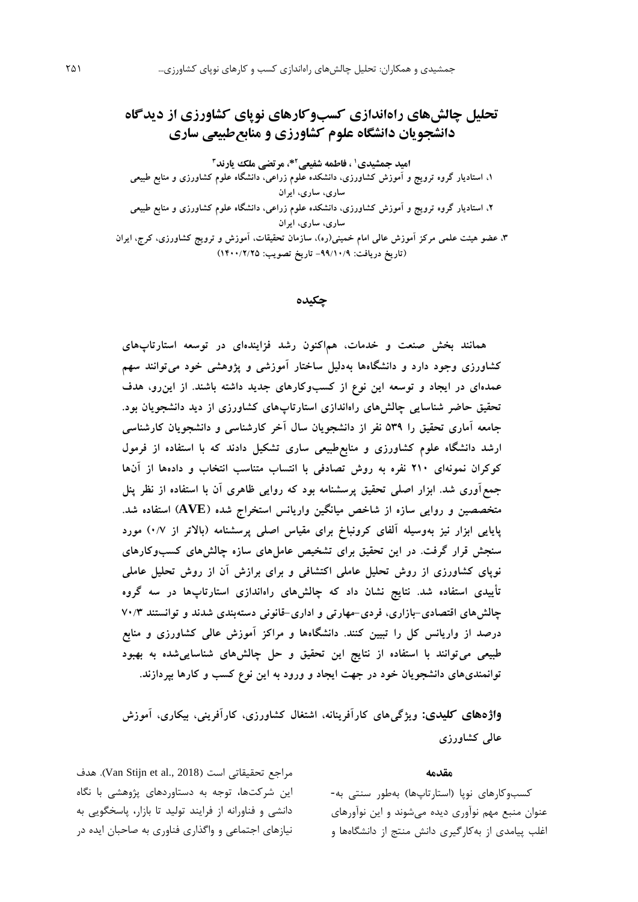# تحلیل چالش‌های راه‌اندازی کسب‌وکارهای نوپای کشاورزی از دیدگاه دانشجویان دانشگاه علوم کشاورزی و منابع‌طبیعی ساری

**امید جمشیدی[1] ، فاطمه شفیعی[2]*، مرتضی ملک یارند[3]**

۱، استادیار گروه ترویج و آموزش کشاورزی، دانشکده علوم زراعی، دانشگاه علوم کشاورزی و منابع طبیعی ساری، ساری، ایران

۲، استادیار گروه ترویج و آموزش کشاورزی، دانشکده علوم زراعی، دانشگاه علوم کشاورزی و منابع طبیعی ساری، ساری، ایران

۳، عضو هیئت علمی مرکز آموزش عالی امام خمینی(ره)، سازمان تحقیقات، آموزش و ترویج کشاورزی، کرج، ایران

(تاریخ دریافت: ۹۹/۱۰/۹- تاریخ تصویب: ۱۴۰۰/۲/۲۵)

## چکیده

**همانند بخش صنعت و خدمات، هم‌اکنون رشد فزاینده‌ای در توسعه استارتاپ‌های کشاورزی وجود دارد و دانشگاه‌ها به‌دلیل ساختار آموزشی و پژوهشی خود می‌توانند سهم عمده‌ای در ایجاد و توسعه این نوع از کسب‌وکارهای جدید داشته باشند. از این‌رو، هدف تحقیق حاضر شناسایی چالش‌های راه‌اندازی استارتاپ‌های کشاورزی از دید دانشجویان بود. جامعه آماری تحقیق را ۵۳۹ نفر از دانشجویان سال آخر کارشناسی و دانشجویان کارشناسی ارشد دانشگاه علوم کشاورزی و منابع‌طبیعی ساری تشکیل دادند که با استفاده از فرمول کوکران نمونه‌ای ۲۱۰ نفره به روش تصادفی با انتساب متناسب انتخاب و داده‌ها از آن‌ها جمع‌آوری شد. ابزار اصلی تحقیق پرسشنامه بود که روایی ظاهری آن با استفاده از نظر پنل متخصصین و روایی سازه از شاخص میانگین واریانس استخراج شده (AVE) استفاده شد. پایایی ابزار نیز به‌وسیله آلفای کرونباخ برای مقیاس اصلی پرسشنامه (بالاتر از ۰/۷) مورد سنجش قرار گرفت. در این تحقیق برای تشخیص عامل‌های سازه چالش‌های کسب‌وکارهای نوپای کشاورزی از روش تحلیل عاملی اکتشافی و برای برازش آن از روش تحلیل عاملی تأییدی استفاده شد. نتایج نشان داد که چالش‌های راه‌اندازی استارتاپ‌ها در سه گروه چالش‌های اقتصادی-بازاری، فردی-مهارتی و اداری-قانونی دسته‌بندی شدند و توانستند ۷۰/۳ درصد از واریانس کل را تبیین کنند. دانشگاه‌ها و مراکز آموزش عالی کشاورزی و منابع طبیعی می‌توانند با استفاده از نتایج این تحقیق و حل چالش‌های شناسایی‌شده به بهبود توانمندی‌های دانشجویان خود در جهت ایجاد و ورود به این نوع کسب و کارها بپردازند.**

**واژه‌های کلیدی:** ویژگی‌های کارآفرینانه، اشتغال کشاورزی، کارآفرینی، بیکاری، آموزش عالی کشاورزی

## مقدمه

کسب‌وکارهای نوپا (استارتاپ‌ها) به‌طور سنتی به‌عنوان منبع مهم نوآوری دیده می‌شوند و این نوآورهای اغلب پیامدی از به‌کارگیری دانش منتج از دانشگاه‌ها و مراجع تحقیقاتی است (Van Stijn et al., 2018). هدف این شرکت‌ها، توجه به دستاوردهای پژوهشی با نگاه دانشی و فناورانه از فرایند تولید تا بازار، پاسخگویی به نیازهای اجتماعی و واگذاری فناوری به صاحبان ایده در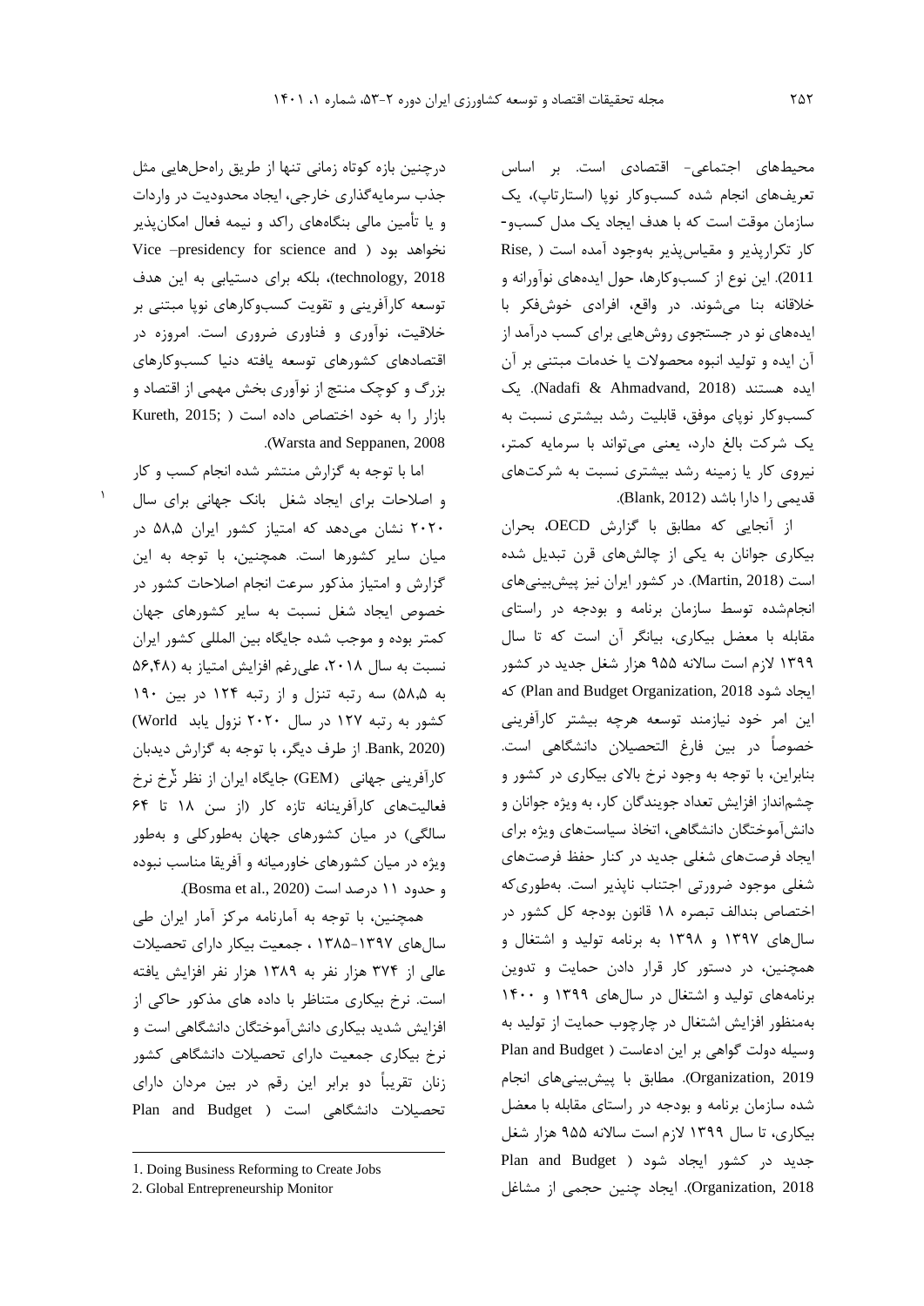محیط‌های اجتماعی- اقتصادی است. بر اساس تعریف‌های انجام شده کسب‌وکار نوپا (استارتاپ)، یک سازمان موقت است که با هدف ایجاد یک مدل کسب‌و-کار تکرارپذیر و مقیاس‌پذیر به‌وجود آمده است (Rise, 2011). این نوع از کسب‌وکارها، حول ایده‌های نوآورانه و خلاقانه بنا می‌شوند. در واقع، افرادی خوش‌فکر با ایده‌های نو در جستجوی روش‌هایی برای کسب درآمد از آن ایده و تولید انبوه محصولات یا خدمات مبتنی بر آن ایده هستند (Nadafi & Ahmadvand, 2018). یک کسب‌وکار نوپای موفق، قابلیت رشد بیشتری نسبت به یک شرکت بالغ دارد، یعنی می‌تواند با سرمایه کمتر، نیروی کار یا زمینه رشد بیشتری نسبت به شرکت‌های قدیمی را دارا باشد (Blank, 2012).

از آنجایی که مطابق با گزارش OECD، بحران بیکاری جوانان به یکی از چالش‌های قرن تبدیل شده است (Martin, 2018). در کشور ایران نیز پیش‌بینی‌های انجام‌شده توسط سازمان برنامه و بودجه در راستای مقابله با معضل بیکاری، بیانگر آن است که تا سال ۱۳۹۹ لازم است سالانه ۹۵۵ هزار شغل جدید در کشور ایجاد شود (Plan and Budget Organization, 2018) که این امر خود نیازمند توسعه هرچه بیشتر کارآفرینی خصوصاً در بین فارغ التحصیلان دانشگاهی است. بنابراین، با توجه به وجود نرخ بالای بیکاری در کشور و چشم‌انداز افزایش تعداد جویندگان کار، به ویژه جوانان و دانش‌آموختگان دانشگاهی، اتخاذ سیاست‌های ویژه برای ایجاد فرصت‌های شغلی جدید در کنار حفظ فرصت‌های شغلی موجود ضرورتی اجتناب ناپذیر است. به‌طوری‌که اختصاص بندالف تبصره ۱۸ قانون بودجه کل کشور در سال‌های ۱۳۹۷ و ۱۳۹۸ به برنامه تولید و اشتغال و همچنین، در دستور کار قرار دادن حمایت و تدوین برنامه‌های تولید و اشتغال در سال‌های ۱۳۹۹ و ۱۴۰۰ به‌منظور افزایش اشتغال در چارچوب حمایت از تولید به وسیله دولت گواهی بر این ادعاست (Plan and Budget Organization, 2019). مطابق با پیش‌بینی‌های انجام شده سازمان برنامه و بودجه در راستای مقابله با معضل بیکاری، تا سال ۱۳۹۹ لازم است سالانه ۹۵۵ هزار شغل جدید در کشور ایجاد شود (Plan and Budget Organization, 2018). ایجاد چنین حجمی از مشاغل درچنین بازه کوتاه زمانی تنها از طریق راه‌حل‌هایی مثل جذب سرمایه‌گذاری خارجی، ایجاد محدودیت در واردات و یا تأمین مالی بنگاه‌های راکد و نیمه فعال امکان‌پذیر نخواهد بود (Vice –presidency for science and technology, 2018)، بلکه برای دستیابی به این هدف توسعه کارآفرینی و تقویت کسب‌وکارهای نوپا مبتنی بر خلاقیت، نوآوری و فناوری ضروری است. امروزه در اقتصادهای کشورهای توسعه یافته دنیا کسب‌وکارهای بزرگ و کوچک منتج از نوآوری بخش مهمی از اقتصاد و بازار را به خود اختصاص داده است (Kureth, 2015; Warsta and Seppanen, 2008).

اما با توجه به گزارش منتشر شده انجام کسب و کار و اصلاحات برای ایجاد شغل[1] بانک جهانی برای سال ۲۰۲۰ نشان می‌دهد که امتیاز کشور ایران ۵۸،۵ در میان سایر کشورها است. همچنین، با توجه به این گزارش و امتیاز مذکور سرعت انجام اصلاحات کشور در خصوص ایجاد شغل نسبت به سایر کشورهای جهان کمتر بوده و موجب شده جایگاه بین المللی کشور ایران نسبت به سال ۲۰۱۸، علی‌رغم افزایش امتیاز به (۵۶،۴۸ به ۵۸،۵) سه رتبه تنزل و از رتبه ۱۲۴ در بین ۱۹۰ کشور به رتبه ۱۲۷ در سال ۲۰۲۰ نزول یابد (World Bank, 2020). از طرف دیگر، با توجه به گزارش دیدبان کارآفرینی جهانی[2] (GEM) جایگاه ایران از نظر نرخ نرخ فعالیت‌های کارآفرینانه تازه کار (از سن ۱۸ تا ۶۴ سالگی) در میان کشورهای جهان به‌طورکلی و به‌طور ویژه در میان کشورهای خاورمیانه و آفریقا مناسب نبوده و حدود ۱۱ درصد است (Bosma et al., 2020).

همچنین، با توجه به آمارنامه مرکز آمار ایران طی سال‌های ۱۳۹۷-۱۳۸۵ ، جمعیت بیکار دارای تحصیلات عالی از ۳۷۴ هزار نفر به ۱۳۸۹ هزار نفر افزایش یافته است. نرخ بیکاری متناظر با داده های مذکور حاکی از افزایش شدید بیکاری دانش‌آموختگان دانشگاهی است و نرخ بیکاری جمعیت دارای تحصیلات دانشگاهی کشور زنان تقریباً دو برابر این رقم در بین مردان دارای تحصیلات دانشگاهی است (Plan and Budget

---

1. Doing Business Reforming to Create Jobs
2. Global Entrepreneurship Monitor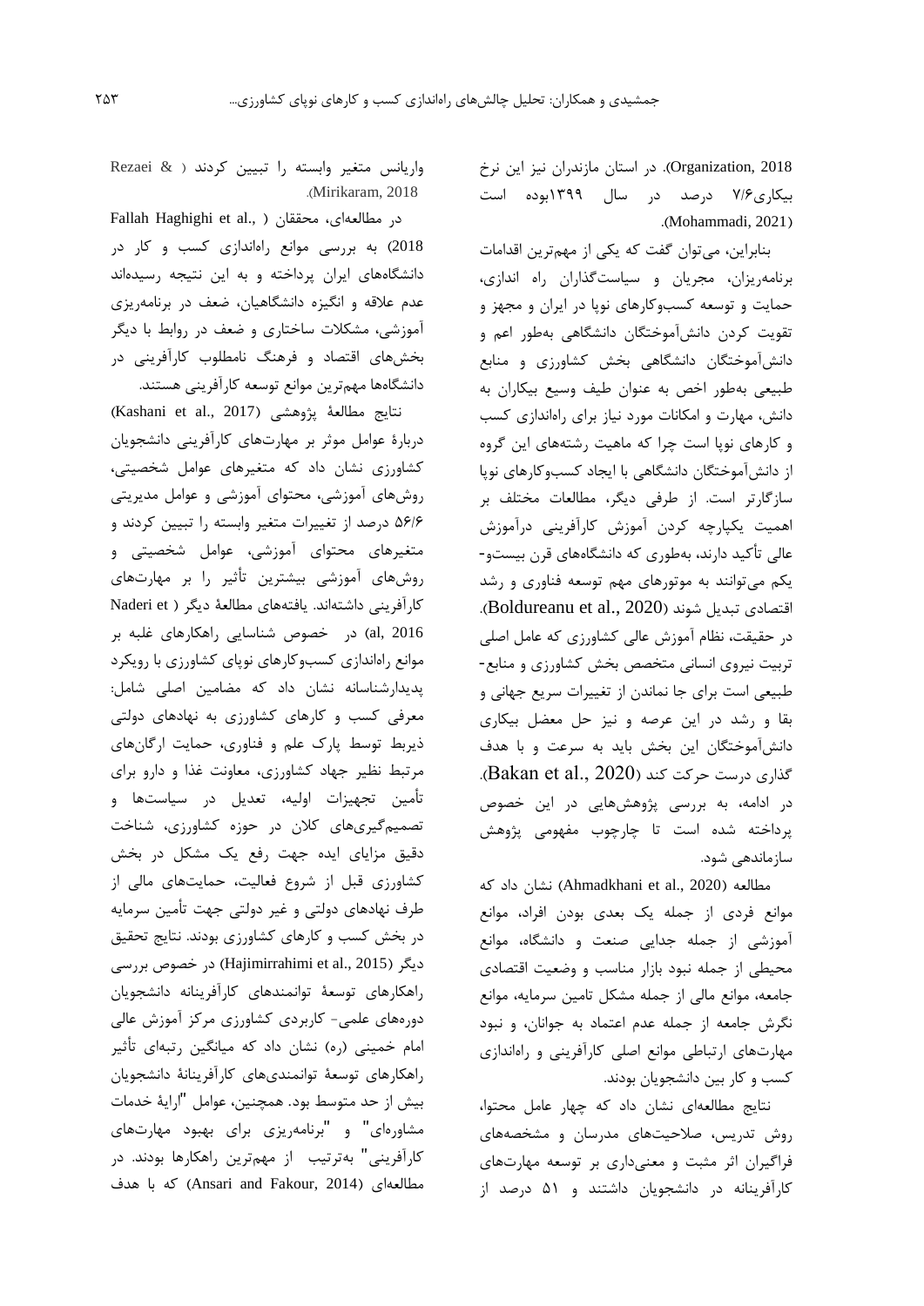Organization, 2018). در استان مازندران نیز این نرخ بیکاری ۷/۶ درصد در سال ۱۳۹۹بوده است (Mohammadi, 2021).

بنابراین، می‌توان گفت که یکی از مهم‌ترین اقدامات برنامه‌ریزان، مجریان و سیاست‌گذاران راه اندازی، حمایت و توسعه کسب‌وکارهای نوپا در ایران و مجهز و تقویت کردن دانش‌آموختگان دانشگاهی به‌طور اعم و دانش‌آموختگان دانشگاهی بخش کشاورزی و منابع طبیعی به‌طور اخص به عنوان طیف وسیع بیکاران به دانش، مهارت و امکانات مورد نیاز برای راه‌اندازی کسب و کارهای نوپا است چرا که ماهیت رشته‌های این گروه از دانش‌آموختگان دانشگاهی با ایجاد کسب‌وکارهای نوپا سازگارتر است. از طرفی دیگر، مطالعات مختلف بر اهمیت یکپارچه کردن آموزش کارآفرینی درآموزش عالی تأکید دارند، به‌طوری که دانشگاه‌های قرن بیست‌و-یکم می‌توانند به موتورهای مهم توسعه فناوری و رشد اقتصادی تبدیل شوند (Boldureanu et al., 2020). در حقیقت، نظام آموزش عالی کشاورزی که عامل اصلی تربیت نیروی انسانی متخصص بخش کشاورزی و منابع-طبیعی است برای جا نماندن از تغییرات سریع جهانی و بقا و رشد در این عرصه و نیز حل معضل بیکاری دانش‌آموختگان این بخش باید به سرعت و با هدف گذاری درست حرکت کند (Bakan et al., 2020). در ادامه، به بررسی پژوهش‌هایی در این خصوص پرداخته شده است تا چارچوب مفهومی پژوهش سازماندهی شود.

مطالعه (Ahmadkhani et al., 2020) نشان داد که موانع فردی از جمله یک بعدی بودن افراد، موانع آموزشی از جمله جدایی صنعت و دانشگاه، موانع محیطی از جمله نبود بازار مناسب و وضعیت اقتصادی جامعه، موانع مالی از جمله مشکل تامین سرمایه، موانع نگرش جامعه از جمله عدم اعتماد به جوانان، و نبود مهارت‌های ارتباطی موانع اصلی کارآفرینی و راه‌اندازی کسب و کار بین دانشجویان بودند.

نتایج مطالعه‌ای نشان داد که چهار عامل محتوا، روش تدریس، صلاحیت‌های مدرسان و مشخصه‌های فراگیران اثر مثبت و معنی‌داری بر توسعه مهارت‌های کارآفرینانه در دانشجویان داشتند و ۵۱ درصد از واریانس متغیر وابسته را تبیین کردند (Rezaei & Mirikaram, 2018).

در مطالعه‌ای، محققان (Fallah Haghighi et al., 2018) به بررسی موانع راه‌اندازی کسب و کار در دانشگاه‌های ایران پرداخته و به این نتیجه رسیده‌اند عدم علاقه و انگیزه دانشگاهیان، ضعف در برنامه‌ریزی آموزشی، مشکلات ساختاری و ضعف در روابط با دیگر بخش‌های اقتصاد و فرهنگ نامطلوب کارآفرینی در دانشگاه‌ها مهم‌ترین موانع توسعه کارآفرینی هستند.

نتایج مطالعهٔ پژوهشی (Kashani et al., 2017) دربارهٔ عوامل موثر بر مهارت‌های کارآفرینی دانشجویان کشاورزی نشان داد که متغیرهای عوامل شخصیتی، روش‌های آموزشی، محتوای آموزشی و عوامل مدیریتی ۵۶/۶ درصد از تغییرات متغیر وابسته را تبیین کردند و متغیرهای محتوای آموزشی، عوامل شخصیتی و روش‌های آموزشی بیشترین تأثیر را بر مهارت‌های کارآفرینی داشته‌اند. یافته‌های مطالعهٔ دیگر (Naderi et al, 2016) در خصوص شناسایی راهکارهای غلبه بر موانع راه‌اندازی کسب‌وکارهای نوپای کشاورزی با رویکرد پدیدارشناسانه نشان داد که مضامین اصلی شامل: معرفی کسب و کارهای کشاورزی به نهادهای دولتی ذیربط توسط پارک علم و فناوری، حمایت ارگان‌های مرتبط نظیر جهاد کشاورزی، معاونت غذا و دارو برای تأمین تجهیزات اولیه، تعدیل در سیاست‌ها و تصمیم‌گیری‌های کلان در حوزه کشاورزی، شناخت دقیق مزایای ایده جهت رفع یک مشکل در بخش کشاورزی قبل از شروع فعالیت، حمایت‌های مالی از طرف نهادهای دولتی و غیر دولتی جهت تأمین سرمایه در بخش کسب و کارهای کشاورزی بودند. نتایج تحقیق دیگر (Hajimirrahimi et al., 2015) در خصوص بررسی راهکارهای توسعهٔ توانمندهای کارآفرینانه دانشجویان دوره‌های علمی- کاربردی کشاورزی مرکز آموزش عالی امام خمینی (ره) نشان داد که میانگین رتبه‌ای تأثیر راهکارهای توسعهٔ توانمندی‌های کارآفرینانهٔ دانشجویان بیش از حد متوسط بود. همچنین، عوامل "ارایهٔ خدمات مشاوره‌ای" و "برنامه‌ریزی برای بهبود مهارت‌های کارآفرینی" به‌ترتیب از مهم‌ترین راهکارها بودند. در مطالعه‌ای (Ansari and Fakour, 2014) که با هدف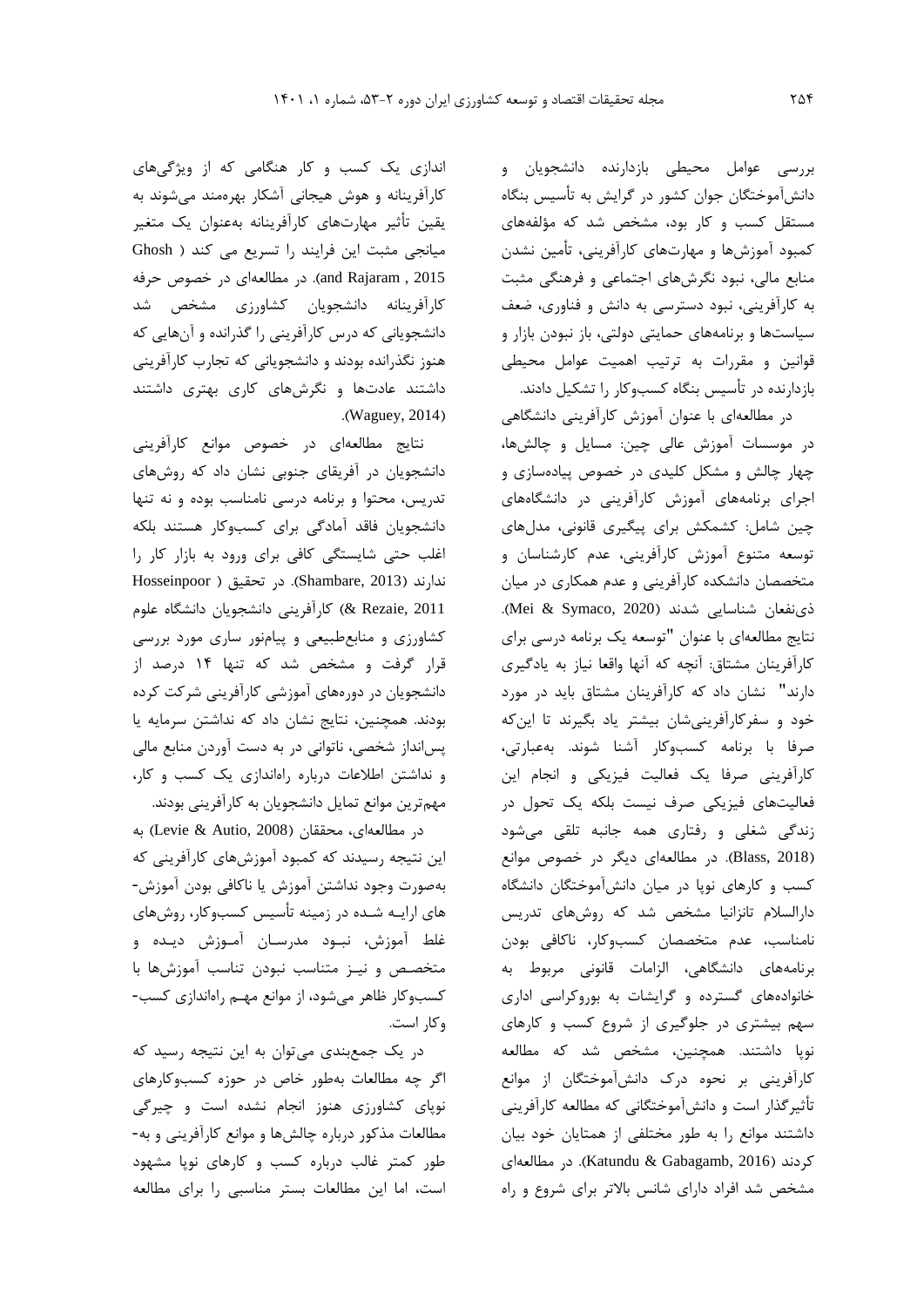بررسی عوامل محیطی بازدارنده دانشجویان و دانش‌آموختگان جوان کشور در گرایش به تأسیس بنگاه مستقل کسب و کار بود، مشخص شد که مؤلفه‌های کمبود آموزش‌ها و مهارت‌های کارآفرینی، تأمین نشدن منابع مالی، نبود نگرش‌های اجتماعی و فرهنگی مثبت به کارآفرینی، نبود دسترسی به دانش و فناوری، ضعف سیاست‌ها و برنامه‌های حمایتی دولتی، باز نبودن بازار و قوانین و مقررات به ترتیب اهمیت عوامل محیطی بازدارنده در تأسیس بنگاه کسب‌وکار را تشکیل دادند.

در مطالعه‌ای با عنوان آموزش کارآفرینی دانشگاهی در موسسات آموزش عالی چین: مسایل و چالش‌ها، چهار چالش و مشکل کلیدی در خصوص پیاده‌سازی و اجرای برنامه‌های آموزش کارآفرینی در دانشگاه‌های چین شامل: کشمکش برای پیگیری قانونی، مدل‌های توسعه متنوع آموزش کارآفرینی، عدم کارشناسان و متخصصان دانشکده کارآفرینی و عدم همکاری در میان ذی‌نفعان شناسایی شدند (Mei & Symaco, 2020). نتایج مطالعه‌ای با عنوان "توسعه یک برنامه درسی برای کارآفرینان مشتاق: آنچه که آنها واقعا نیاز به یادگیری دارند" نشان داد که کارآفرینان مشتاق باید در مورد خود و سفرکارآفرینی‌شان بیشتر یاد بگیرند تا این‌که صرفا با برنامه کسب‌وکار آشنا شوند. به‌عبارتی، کارآفرینی صرفا یک فعالیت فیزیکی و انجام این فعالیت‌های فیزیکی صرف نیست بلکه یک تحول در زندگی شغلی و رفتاری همه جانبه تلقی می‌شود (Blass, 2018). در مطالعه‌ای دیگر در خصوص موانع کسب و کارهای نوپا در میان دانش‌آموختگان دانشگاه دارالسلام تانزانیا مشخص شد که روش‌های تدریس نامناسب، عدم متخصصان کسب‌وکار، ناکافی بودن برنامه‌های دانشگاهی، الزامات قانونی مربوط به خانواده‌های گسترده و گرایشات به بوروکراسی اداری سهم بیشتری در جلوگیری از شروع کسب و کارهای نوپا داشتند. همچنین، مشخص شد که مطالعه کارآفرینی بر نحوه درک دانش‌آموختگان از موانع تأثیرگذار است و دانش‌آموختگانی که مطالعه کارآفرینی داشتند موانع را به طور مختلفی از همتایان خود بیان کردند (Katundu & Gabagamb, 2016). در مطالعه‌ای مشخص شد افراد دارای شانس بالاتر برای شروع و راه اندازی یک کسب و کار هنگامی که از ویژگی‌های کارآفرینانه و هوش هیجانی آشکار بهره‌مند می‌شوند به یقین تأثیر مهارت‌های کارآفرینانه به‌عنوان یک متغیر میانجی مثبت این فرایند را تسریع می کند (Ghosh and Rajaram , 2015). در مطالعه‌ای در خصوص حرفه کارآفرینانه دانشجویان کشاورزی مشخص شد دانشجویانی که درس کارآفرینی را گذرانده و آن‌هایی که هنوز نگذرانده بودند و دانشجویانی که تجارب کارآفرینی داشتند عادت‌ها و نگرش‌های کاری بهتری داشتند (Waguey, 2014).

نتایج مطالعه‌ای در خصوص موانع کارآفرینی دانشجویان در آفریقای جنوبی نشان داد که روش‌های تدریس، محتوا و برنامه درسی نامناسب بوده و نه تنها دانشجویان فاقد آمادگی برای کسب‌وکار هستند بلکه اغلب حتی شایستگی کافی برای ورود به بازار کار را ندارند (Shambare, 2013). در تحقیق (Hosseinpoor & Rezaie, 2011) کارآفرینی دانشجویان دانشگاه علوم کشاورزی و منابع‌طبیعی و پیام‌نور ساری مورد بررسی قرار گرفت و مشخص شد که تنها ۱۴ درصد از دانشجویان در دوره‌های آموزشی کارآفرینی شرکت کرده بودند. همچنین، نتایج نشان داد که نداشتن سرمایه یا پس‌انداز شخصی، ناتوانی در به دست آوردن منابع مالی و نداشتن اطلاعات درباره راه‌اندازی یک کسب و کار، مهم‌ترین موانع تمایل دانشجویان به کارآفرینی بودند.

در مطالعه‌ای، محققان (Levie & Autio, 2008) به این نتیجه رسیدند که کمبود آموزش‌های کارآفرینی که به‌صورت وجود نداشتن آموزش یا ناکافی بودن آموزش-های ارایه شده در زمینه تأسیس کسب‌وکار، روش‌های غلط آموزش، نبود مدرسان آموزش دیده و متخصص و نیز متناسب نبودن تناسب آموزش‌ها با کسب‌وکار ظاهر می‌شود، از موانع مهم راه‌اندازی کسب-وکار است.

در یک جمع‌بندی می‌توان به این نتیجه رسید که اگر چه مطالعات به‌طور خاص در حوزه کسب‌وکارهای نوپای کشاورزی هنوز انجام نشده است و چیرگی مطالعات مذکور درباره چالش‌ها و موانع کارآفرینی و به-طور کمتر غالب درباره کسب و کارهای نوپا مشهود است، اما این مطالعات بستر مناسبی را برای مطالعه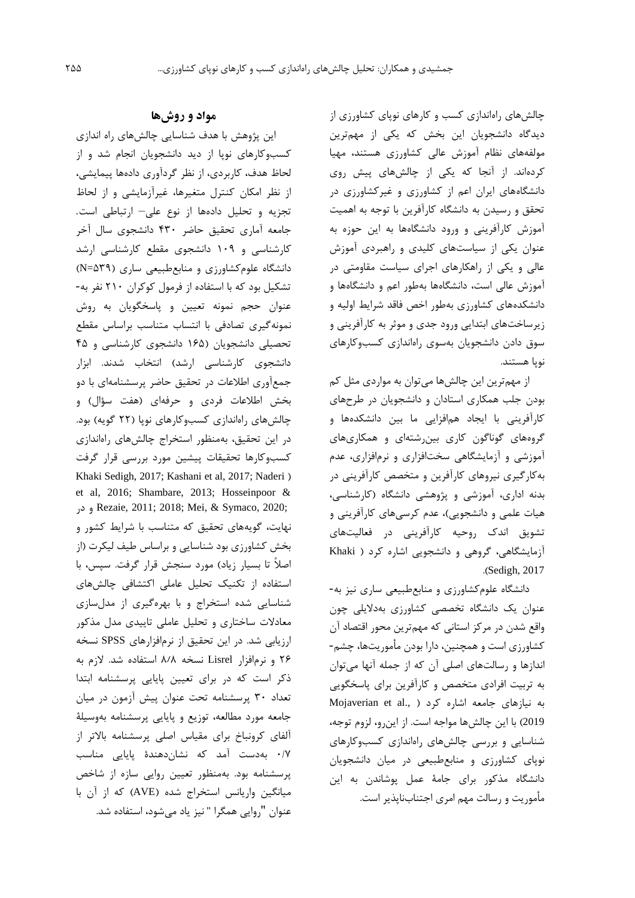چالش‌های راه‌اندازی کسب و کارهای نوپای کشاورزی از دیدگاه دانشجویان این بخش که یکی از مهم‌ترین مولفه‌های نظام آموزش عالی کشاورزی هستند، مهیا کرده‌اند. از آنجا که یکی از چالش‌های پیش روی دانشگاه‌های ایران اعم از کشاورزی و غیرکشاورزی در تحقق و رسیدن به دانشگاه کارآفرین با توجه به اهمیت آموزش کارآفرینی و ورود دانشگاه‌ها به این حوزه به عنوان یکی از سیاست‌های کلیدی و راهبردی آموزش عالی و یکی از راهکارهای اجرای سیاست مقاومتی در آموزش عالی است، دانشگاه‌ها به‌طور اعم و دانشگاه‌ها و دانشکده‌های کشاورزی به‌طور اخص فاقد شرایط اولیه و زیرساخت‌های ابتدایی ورود جدی و موثر به کارآفرینی و سوق دادن دانشجویان به‌سوی راه‌اندازی کسب‌وکارهای نوپا هستند.

از مهم‌ترین این چالش‌ها می‌توان به مواردی مثل کم بودن جلب همکاری استادان و دانشجویان در طرح‌های کارآفرینی با ایجاد هم‌افزایی ما بین دانشکده‌ها و گروه‌های گوناگون کاری بین‌رشته‌ای و همکاری‌های آموزشی و آزمایشگاهی سخت‌افزاری و نرم‌افزاری، عدم به‌کارگیری نیروهای کارآفرین و متخصص کارآفرینی در بدنه اداری، آموزشی و پژوهشی دانشگاه (کارشناسی، هیات علمی و دانشجویی)، عدم کرسی‌های کارآفرینی و تشویق اندک روحیه کارآفرینی در فعالیت‌های آزمایشگاهی، گروهی و دانشجویی اشاره کرد (Khaki Sedigh, 2017).

دانشگاه علوم‌کشاورزی و منابع‌طبیعی ساری نیز به‌عنوان یک دانشگاه تخصصی کشاورزی به‌دلایلی چون واقع شدن در مرکز استانی که مهم‌ترین محور اقتصاد آن کشاورزی است و همچنین، دارا بودن مأموریت‌ها، چشم‌اندازها و رسالت‌های اصلی آن که از جمله آنها می‌توان به تربیت افرادی متخصص و کارآفرین برای پاسخگویی به نیازهای جامعه اشاره کرد (Mojaverian et al., 2019) با این چالش‌ها مواجه است. از این‌رو، لزوم توجه، شناسایی و بررسی چالش‌های راه‌اندازی کسب‌وکارهای نوپای کشاورزی و منابع‌طبیعی در میان دانشجویان دانشگاه مذکور برای جامهٔ عمل پوشاندن به این مأموریت و رسالت مهم امری اجتناب‌ناپذیر است.

## مواد و روش‌ها

این پژوهش با هدف شناسایی چالش‌های راه اندازی کسب‌وکارهای نوپا از دید دانشجویان انجام شد و از لحاظ هدف، کاربردی، از نظر گردآوری داده‌ها پیمایشی، از نظر امکان کنترل متغیرها، غیرآزمایشی و از لحاظ تجزیه و تحلیل داده‌ها از نوع علی– ارتباطی است. جامعه آماری تحقیق حاضر ۴۳۰ دانشجوی سال آخر کارشناسی و ۱۰۹ دانشجوی مقطع کارشناسی ارشد دانشگاه علوم‌کشاورزی و منابع‌طبیعی ساری (N=۵۳۹) تشکیل بود که با استفاده از فرمول کوکران ۲۱۰ نفر به‌عنوان حجم نمونه تعیین و پاسخگویان به روش نمونه‌گیری تصادفی با انتساب متناسب براساس مقطع تحصیلی دانشجویان (۱۶۵ دانشجوی کارشناسی و ۴۵ دانشجوی کارشناسی ارشد) انتخاب شدند. ابزار جمع‌آوری اطلاعات در تحقیق حاضر پرسشنامه‌ای با دو بخش اطلاعات فردی و حرفه‌ای (هفت سؤال) و چالش‌های راه‌اندازی کسب‌وکارهای نوپا (۲۲ گویه) بود. در این تحقیق، به‌منظور استخراج چالش‌های راه‌اندازی کسب‌وکارها تحقیقات پیشین مورد بررسی قرار گرفت (Khaki Sedigh, 2017; Kashani et al, 2017; Naderi et al, 2016; Shambare, 2013; Hosseinpoor & Rezaie, 2011; 2018; Mei, & Symaco, 2020;) و در نهایت، گویه‌های تحقیق که متناسب با شرایط کشور و بخش کشاورزی بود شناسایی و براساس طیف لیکرت (از اصلاً تا بسیار زیاد) مورد سنجش قرار گرفت. سپس، با استفاده از تکنیک تحلیل عاملی اکتشافی چالش‌های شناسایی شده استخراج و با بهره‌گیری از مدل‌سازی معادلات ساختاری و تحلیل عاملی تاییدی مدل مذکور ارزیابی شد. در این تحقیق از نرم‌افزارهای SPSS نسخه ۲۶ و نرم‌افزار Lisrel نسخه ۸/۸ استفاده شد. لازم به ذکر است که در برای تعیین پایایی پرسشنامه ابتدا تعداد ۳۰ پرسشنامه تحت عنوان پیش آزمون در میان جامعه مورد مطالعه، توزیع و پایایی پرسشنامه به‌وسیلهٔ آلفای کرونباخ برای مقیاس اصلی پرسشنامه بالاتر از ۰/۷ به‌دست آمد که نشان‌دهندهٔ پایایی مناسب پرسشنامه بود. به‌منظور تعیین روایی سازه از شاخص میانگین واریانس استخراج شده (AVE) که از آن با عنوان "روایی همگرا " نیز یاد می‌شود، استفاده شد.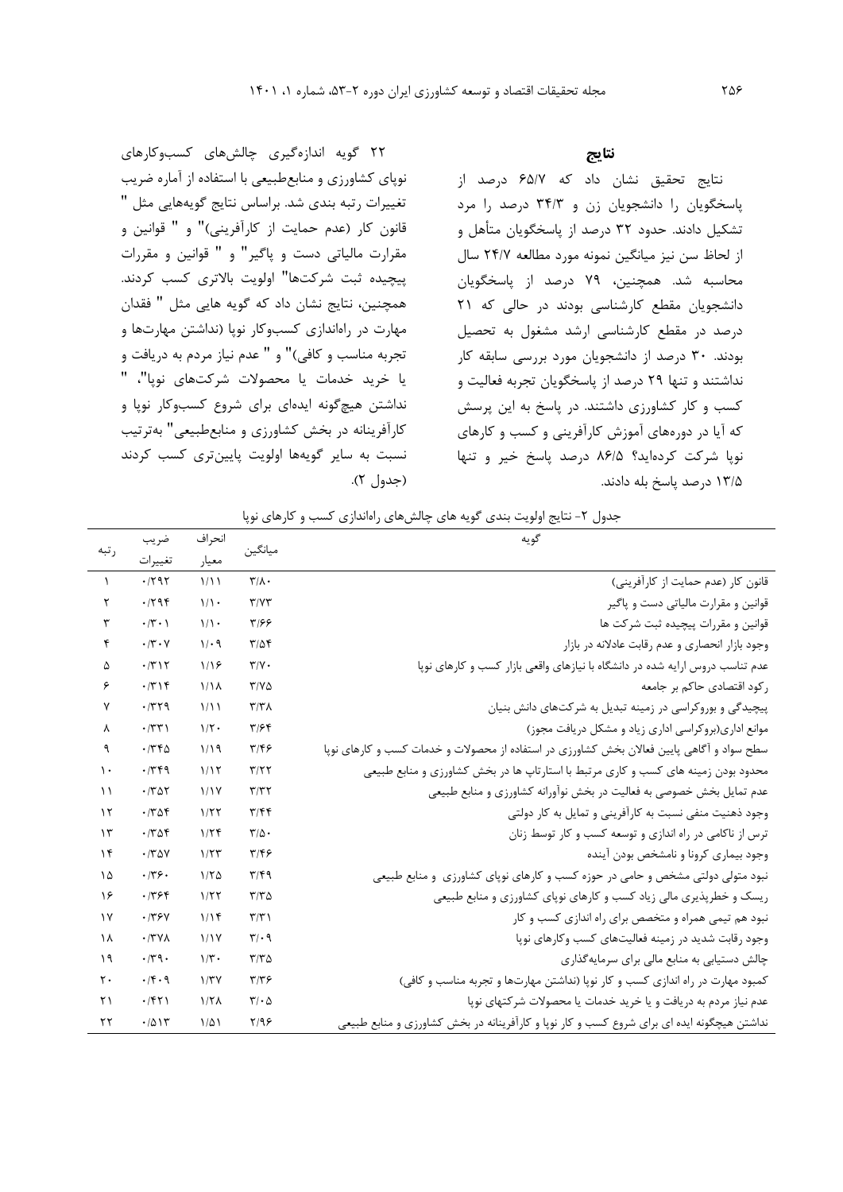## نتایج

نتایج تحقیق نشان داد که ۶۵/۷ درصد از پاسخگویان را دانشجویان زن و ۳۴/۳ درصد را مرد تشکیل دادند. حدود ۳۲ درصد از پاسخگویان متأهل و از لحاظ سن نیز میانگین نمونه مورد مطالعه ۲۴/۷ سال محاسبه شد. همچنین، ۷۹ درصد از پاسخگویان دانشجویان مقطع کارشناسی بودند در حالی که ۲۱ درصد در مقطع کارشناسی ارشد مشغول به تحصیل بودند. ۳۰ درصد از دانشجویان مورد بررسی سابقه کار نداشتند و تنها ۲۹ درصد از پاسخگویان تجربه فعالیت و کسب و کار کشاورزی داشتند. در پاسخ به این پرسش که آیا در دوره‌های آموزش کارآفرینی و کسب و کارهای نوپا شرکت کرده‌اید؟ ۸۶/۵ درصد پاسخ خیر و تنها ۱۳/۵ درصد پاسخ بله دادند.

۲۲ گویه اندازه‌گیری چالش‌های کسب‌وکارهای نوپای کشاورزی و منابع‌طبیعی با استفاده از آماره ضریب تغییرات رتبه بندی شد. براساس نتایج گویه‌هایی مثل " قانون کار (عدم حمایت از کارآفرینی)" و " قوانین و مقرارت مالیاتی دست و پاگیر" و " قوانین و مقررات پیچیده ثبت شرکت‌ها" اولویت بالاتری کسب کردند. همچنین، نتایج نشان داد که گویه هایی مثل " فقدان مهارت در راه‌اندازی کسب‌وکار نوپا (نداشتن مهارت‌ها و تجربه مناسب و کافی)" و " عدم نیاز مردم به دریافت و یا خرید خدمات یا محصولات شرکت‌های نوپا"، " نداشتن هیچ‌گونه ایده‌ای برای شروع کسب‌وکار نوپا و کارآفرینانه در بخش کشاورزی و منابع‌طبیعی" به‌ترتیب نسبت به سایر گویه‌ها اولویت پایین‌تری کسب کردند (جدول ۲).

جدول ۲- نتایج اولویت بندی گویه های چالش‌های راه‌اندازی کسب و کارهای نوپا

| گویه | میانگین | انحراف معیار | ضریب تغییرات | رتبه |
|---|---|---|---|---|
| قانون کار (عدم حمایت از کارآفرینی) | ۳/۸۰ | ۱/۱۱ | ۰/۲۹۲ | ۱ |
| قوانین و مقرارت مالیاتی دست و پاگیر | ۳/۷۳ | ۱/۱۰ | ۰/۲۹۴ | ۲ |
| قوانین و مقررات پیچیده ثبت شرکت ها | ۳/۶۶ | ۱/۱۰ | ۰/۳۰۱ | ۳ |
| وجود بازار انحصاری و عدم رقابت عادلانه در بازار | ۳/۵۴ | ۱/۰۹ | ۰/۳۰۷ | ۴ |
| عدم تناسب دروس ارایه شده در دانشگاه با نیازهای واقعی بازار کسب و کارهای نوپا | ۳/۷۰ | ۱/۱۶ | ۰/۳۱۲ | ۵ |
| رکود اقتصادی حاکم بر جامعه | ۳/۷۵ | ۱/۱۸ | ۰/۳۱۴ | ۶ |
| پیچیدگی و بوروکراسی در زمینه تبدیل به شرکت‌های دانش بنیان | ۳/۳۸ | ۱/۱۱ | ۰/۳۲۹ | ۷ |
| موانع اداری(بروکراسی اداری زیاد و مشکل دریافت مجوز) | ۳/۶۴ | ۱/۲۰ | ۰/۳۳۱ | ۸ |
| سطح سواد و آگاهی پایین فعالان بخش کشاورزی در استفاده از محصولات و خدمات کسب و کارهای نوپا | ۳/۴۶ | ۱/۱۹ | ۰/۳۴۵ | ۹ |
| محدود بودن زمینه های کسب و کاری مرتبط با استارتاپ ها در بخش کشاورزی و منابع طبیعی | ۳/۲۲ | ۱/۱۲ | ۰/۳۴۹ | ۱۰ |
| عدم تمایل بخش خصوصی به فعالیت در بخش نوآورانه کشاورزی و منابع طبیعی | ۳/۳۲ | ۱/۱۷ | ۰/۳۵۲ | ۱۱ |
| وجود ذهنیت منفی نسبت به کارآفرینی و تمایل به کار دولتی | ۳/۴۴ | ۱/۲۲ | ۰/۳۵۴ | ۱۲ |
| ترس از ناکامی در راه اندازی و توسعه کسب و کار توسط زنان | ۳/۵۰ | ۱/۲۴ | ۰/۳۵۴ | ۱۳ |
| وجود بیماری کرونا و نامشخص بودن آینده | ۳/۴۶ | ۱/۲۳ | ۰/۳۵۷ | ۱۴ |
| نبود متولی دولتی مشخص و حامی در حوزه کسب و کارهای نوپای کشاورزی و منابع طبیعی | ۳/۴۹ | ۱/۲۵ | ۰/۳۶۰ | ۱۵ |
| ریسک و خطرپذیری مالی زیاد کسب و کارهای نوپای کشاورزی و منابع طبیعی | ۳/۳۵ | ۱/۲۲ | ۰/۳۶۴ | ۱۶ |
| نبود هم تیمی همراه و متخصص برای راه اندازی کسب و کار | ۳/۳۱ | ۱/۱۴ | ۰/۳۶۷ | ۱۷ |
| وجود رقابت شدید در زمینه فعالیت‌های کسب وکارهای نوپا | ۳/۰۹ | ۱/۱۷ | ۰/۳۷۸ | ۱۸ |
| چالش دستیابی به منابع مالی برای سرمایه‌گذاری | ۳/۳۵ | ۱/۳۰ | ۰/۳۹۰ | ۱۹ |
| کمبود مهارت در راه اندازی کسب و کار نوپا (نداشتن مهارت‌ها و تجربه مناسب و کافی) | ۳/۳۶ | ۱/۳۷ | ۰/۴۰۹ | ۲۰ |
| عدم نیاز مردم به دریافت و یا خرید خدمات یا محصولات شرکتهای نوپا | ۳/۰۵ | ۱/۲۸ | ۰/۴۲۱ | ۲۱ |
| نداشتن هیچگونه ایده ای برای شروع کسب و کار نوپا و کارآفرینانه در بخش کشاورزی و منابع طبیعی | ۲/۹۶ | ۱/۵۱ | ۰/۵۱۳ | ۲۲ |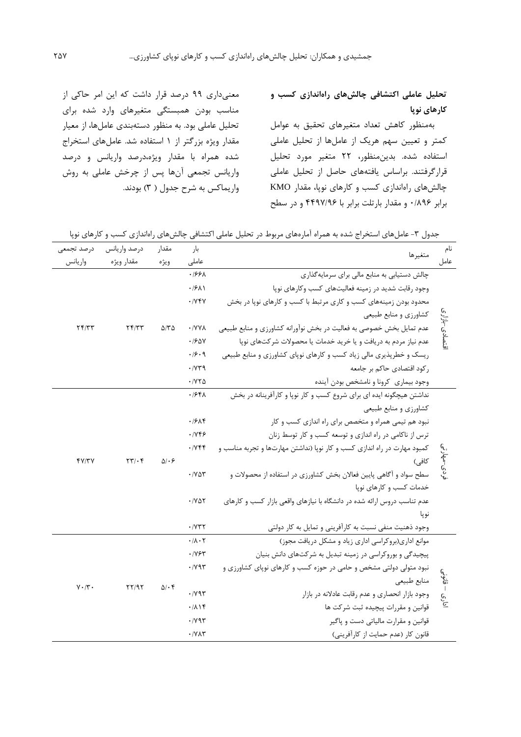### تحلیل عاملی اکتشافی چالش‌های راه‌اندازی کسب و کارهای نوپا

به‌منظور کاهش تعداد متغیرهای تحقیق به عوامل کمتر و تعیین سهم هریک از عامل‌ها از تحلیل عاملی استفاده شده. بدین‌منظور، ۲۲ متغیر مورد تحلیل قرارگرفتند. براساس یافته‌های حاصل از تحلیل عاملی چالش‌های راه‌اندازی کسب و کارهای نوپا، مقدار KMO برابر ۰/۸۹۶ و مقدار بارتلت برابر با ۴۴۹۷/۹۶ و در سطح معنی‌داری ۹۹ درصد قرار داشت که این امر حاکی از مناسب بودن همبستگی متغیرهای وارد شده برای تحلیل عاملی بود. به منظور دسته‌بندی عامل‌ها، از معیار مقدار ویژه بزرگتر از ۱ استفاده شد. عامل‌های استخراج شده همراه با مقدار ویژه،درصد واریانس و درصد واریانس تجمعی آن‌ها پس از چرخش عاملی به روش واریماکس به شرح جدول ( ۳) بودند.

جدول ۳- عامل‌های استخراج شده به همراه آماره‌های مربوط در تحلیل عاملی اکتشافی چالش‌های راه‌اندازی کسب و کارهای نوپا

| نام عامل | متغیرها | بار عاملی | مقدار ویژه | درصد واریانس مقدار ویژه | درصد تجمعی واریانس |
|---|---|---|---|---|---|
| اقتصادی-بازاری | چالش دستیابی به منابع مالی برای سرمایه‌گذاری | ۰/۶۶۸ | ۵/۳۵ | ۲۴/۳۳ | ۲۴/۳۳ |
| | وجود رقابت شدید در زمینه فعالیت‌های کسب وکارهای نوپا | ۰/۶۸۱ | | | |
| | محدود بودن زمینه‌های کسب و کاری مرتبط با کسب و کارهای نوپا در بخش کشاورزی و منابع طبیعی | ۰/۷۴۷ | | | |
| | عدم تمایل بخش خصوصی به فعالیت در بخش نوآورانه کشاورزی و منابع طبیعی | ۰/۷۷۸ | | | |
| | عدم نیاز مردم به دریافت و یا خرید خدمات یا محصولات شرکت‌های نوپا | ۰/۶۵۷ | | | |
| | ریسک و خطرپذیری مالی زیاد کسب و کارهای نوپای کشاورزی و منابع طبیعی | ۰/۶۰۹ | | | |
| | رکود اقتصادی حاکم بر جامعه | ۰/۷۳۹ | | | |
| | وجود بیماری کرونا و نامشخص بودن آینده | ۰/۷۲۵ | | | |
| فردی-مهارتی | نداشتن هیچگونه ایده ای برای شروع کسب و کار نوپا و کارآفرینانه در بخش کشاورزی و منابع طبیعی | ۰/۶۴۸ | ۵/۰۶ | ۲۳/۰۴ | ۴۷/۳۷ |
| | نبود هم تیمی همراه و متخصص برای راه اندازی کسب و کار | ۰/۶۸۴ | | | |
| | ترس از ناکامی در راه اندازی و توسعه کسب و کار توسط زنان | ۰/۷۴۶ | | | |
| | کمبود مهارت در راه اندازی کسب و کار نوپا (نداشتن مهارت‌ها و تجربه مناسب و کافی) | ۰/۷۴۴ | | | |
| | سطح سواد و آگاهی پایین فعالان بخش کشاورزی در استفاده از محصولات و خدمات کسب و کارهای نوپا | ۰/۷۵۳ | | | |
| | عدم تناسب دروس ارائه شده در دانشگاه با نیازهای واقعی بازار کسب و کارهای نوپا | ۰/۷۵۲ | | | |
| | وجود ذهنیت منفی نسبت به کارآفرینی و تمایل به کار دولتی | ۰/۷۳۲ | | | |
| اداری – قانونی | موانع اداری(بروکراسی اداری زیاد و مشکل دریافت مجوز) | ۰/۸۰۲ | ۵/۰۴ | ۲۲/۹۲ | ۷۰/۳۰ |
| | پیچیدگی و بوروکراسی در زمینه تبدیل به شرکت‌های دانش بنیان | ۰/۷۶۳ | | | |
| | نبود متولی دولتی مشخص و حامی در حوزه کسب و کارهای نوپای کشاورزی و منابع طبیعی | ۰/۷۹۳ | | | |
| | وجود بازار انحصاری و عدم رقابت عادلانه در بازار | ۰/۷۹۳ | | | |
| | قوانین و مقررات پیچیده ثبت شرکت ها | ۰/۸۱۴ | | | |
| | قوانین و مقررات مالیاتی دست و پاگیر | ۰/۷۹۳ | | | |
| | قانون کار (عدم حمایت از کارآفرینی) | ۰/۷۸۳ | | | |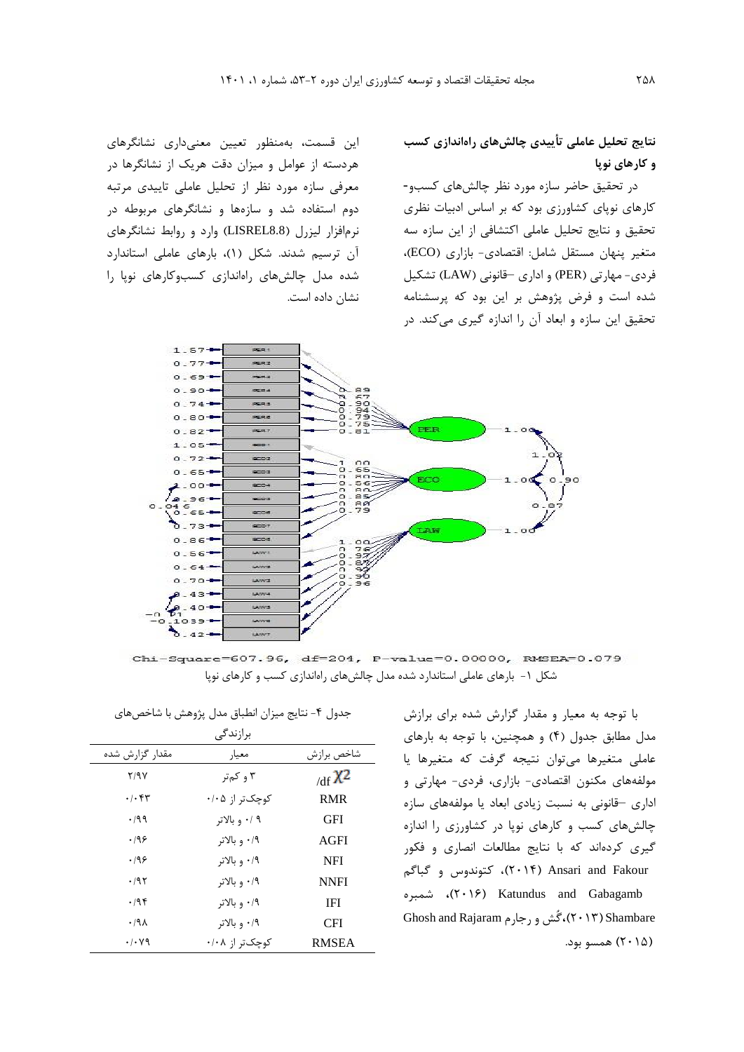**نتایج تحلیل عاملی تأییدی چالش‌های راه‌اندازی کسب و کارهای نوپا**

در تحقیق حاضر سازه مورد نظر چالش‌های کسب‌و-کارهای نوپای کشاورزی بود که بر اساس ادبیات نظری تحقیق و نتایج تحلیل عاملی اکتشافی از این سازه سه متغیر پنهان مستقل شامل: اقتصادی- بازاری (ECO)، فردی- مهارتی (PER) و اداری –قانونی (LAW) تشکیل شده است و فرض پژوهش بر این بود که پرسشنامه تحقیق این سازه و ابعاد آن را اندازه گیری می‌کند. در این قسمت، به‌منظور تعیین معنی‌داری نشانگرهای هردسته از عوامل و میزان دقت هریک از نشانگرها در معرفی سازه مورد نظر از تحلیل عاملی تاییدی مرتبه دوم استفاده شد و سازه‌ها و نشانگرهای مربوطه در نرم‌افزار لیزرل (LISREL8.8) وارد و روابط نشانگرهای آن ترسیم شدند. شکل (۱)، بارهای عاملی استاندارد شده مدل چالش‌های راه‌اندازی کسب‌وکارهای نوپا را نشان داده است.

Chi-Square=607.96, df=204, P-value=0.00000, RMSEA=0.079

شکل ۱- بارهای عاملی استاندارد شده مدل چالش‌های راه‌اندازی کسب و کارهای نوپا

با توجه به معیار و مقدار گزارش شده برای برازش مدل مطابق جدول (۴) و همچنین، با توجه به بارهای عاملی متغیرها می‌توان نتیجه گرفت که متغیرها یا مولفه‌های مکنون اقتصادی- بازاری، فردی- مهارتی و اداری –قانونی به نسبت زیادی ابعاد یا مولفه‌های سازه چالش‌های کسب و کارهای نوپا در کشاورزی را اندازه گیری کرده‌اند که با نتایج مطالعات انصاری و فکور Ansari and Fakour (۲۰۱۴)، کتوندوس و گباگم Katundus and Gabagamb (۲۰۱۶)، شمبره Shambare (۲۰۱۳)،گُش و رجارم Ghosh and Rajaram (۲۰۱۵) همسو بود.

جدول ۴- نتایج میزان انطباق مدل پژوهش با شاخص‌های برازندگی

| شاخص برازش | معیار | مقدار گزارش شده |
|---|---|---|
| $\chi^2$/df | ۳ و کم‌تر | ۲/۹۷ |
| RMR | کوچک‌تر از ۰/۰۵ | ۰/۰۴۳ |
| GFI | ۰/۹ و بالاتر | ۰/۹۹ |
| AGFI | ۰/۹ و بالاتر | ۰/۹۶ |
| NFI | ۰/۹ و بالاتر | ۰/۹۶ |
| NNFI | ۰/۹ و بالاتر | ۰/۹۲ |
| IFI | ۰/۹ و بالاتر | ۰/۹۴ |
| CFI | ۰/۹ و بالاتر | ۰/۹۸ |
| RMSEA | کوچک‌تر از ۰/۰۸ | ۰/۰۷۹ |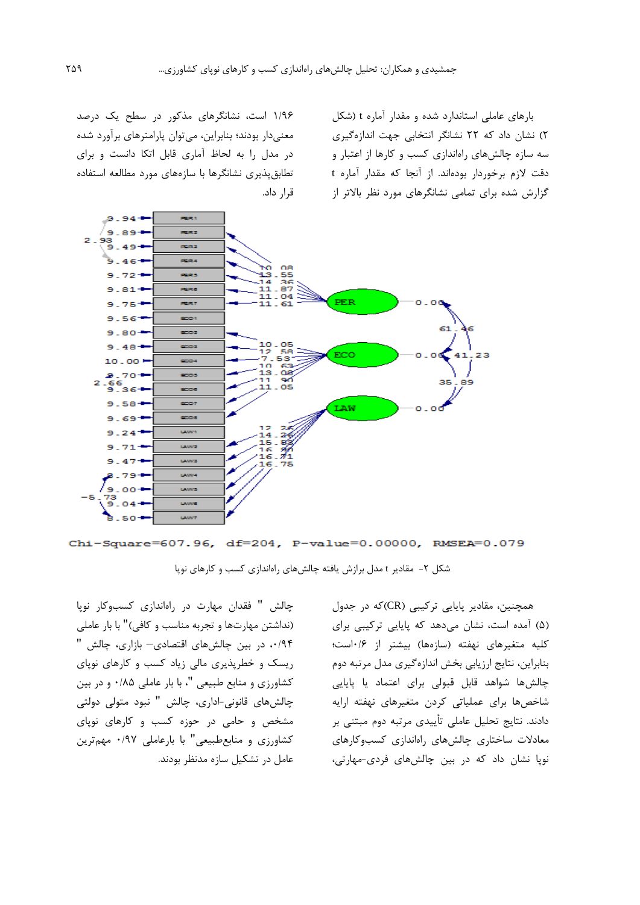بارهای عاملی استاندارد شده و مقدار آماره t (شکل ۲) نشان داد که ۲۲ نشانگر انتخابی جهت اندازه‌گیری سه سازه چالش‌های راه‌اندازی کسب و کارها از اعتبار و دقت لازم برخوردار بوده‌اند. از آن‌جا که مقدار آماره t گزارش شده برای تمامی نشانگرهای مورد نظر بالاتر از ۱/۹۶ است، نشانگرهای مذکور در سطح یک درصد معنی‌دار بودند؛ بنابراین، می‌توان پارامترهای برآورد شده در مدل را به لحاظ آماری قابل اتکا دانست و برای تطابق‌پذیری نشانگرها با سازه‌های مورد مطالعه استفاده قرار داد.

Chi-Square=607.96, df=204, P-value=0.00000, RMSEA=0.079

شکل ۲- مقادیر t مدل برازش یافته چالش‌های راه‌اندازی کسب و کارهای نوپا

همچنین، مقادیر پایایی ترکیبی (CR)که در جدول (۵) آمده است، نشان می‌دهد که پایایی ترکیبی برای کلیه متغیرهای نهفته (سازه‌ها) بیشتر از ۰/۶است؛ بنابراین، نتایج ارزیابی بخش اندازه‌گیری مدل مرتبه دوم چالش‌ها شواهد قابل قبولی برای اعتماد یا پایایی شاخص‌ها برای عملیاتی کردن متغیرهای نهفته ارایه دادند. نتایج تحلیل عاملی تأییدی مرتبه دوم مبتنی بر معادلات ساختاری چالش‌های راه‌اندازی کسب‌وکارهای نوپا نشان داد که در بین چالش‌های فردی-مهارتی، چالش " فقدان مهارت در راه‌اندازی کسب‌وکار نوپا (نداشتن مهارت‌ها و تجربه مناسب و کافی)" با بار عاملی ۰/۹۴، در بین چالش‌های اقتصادی– بازاری، چالش " ریسک و خطرپذیری مالی زیاد کسب و کارهای نوپای کشاورزی و منابع طبیعی "، با بار عاملی ۰/۸۵ و در بین چالش‌های قانونی-اداری، چالش " نبود متولی دولتی مشخص و حامی در حوزه کسب و کارهای نوپای کشاورزی و منابع‌طبیعی" با بارعاملی ۰/۹۷ مهم‌ترین عامل در تشکیل سازه مدنظر بودند.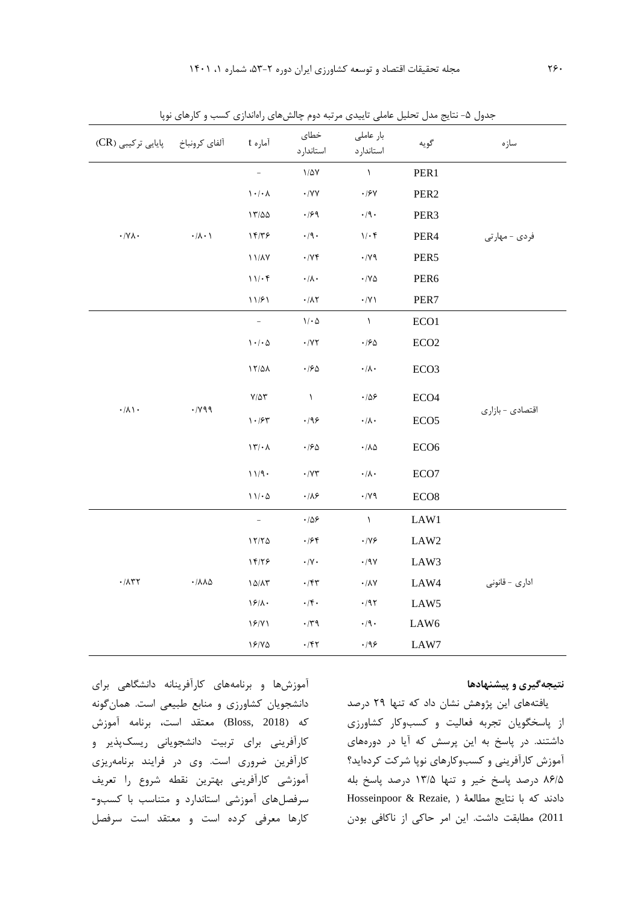جدول ۵- نتایج مدل تحلیل عاملی تاییدی مرتبه دوم چالش‌های راه‌اندازی کسب و کارهای نوپا

| سازه | گویه | بار عاملی استاندارد | خطای استاندارد | آماره t | آلفای کرونباخ | پایایی ترکیبی (CR) |
|---|---|---|---|---|---|---|
| فردی - مهارتی | PER1 | ۱ | ۱/۵۷ | - | ۰/۸۰۱ | ۰/۷۸۰ |
| | PER2 | ۰/۶۷ | ۰/۷۷ | ۱۰/۰۸ | | |
| | PER3 | ۰/۹۰ | ۰/۶۹ | ۱۳/۵۵ | | |
| | PER4 | ۱/۰۴ | ۰/۹۰ | ۱۴/۳۶ | | |
| | PER5 | ۰/۷۹ | ۰/۷۴ | ۱۱/۸۷ | | |
| | PER6 | ۰/۷۵ | ۰/۸۰ | ۱۱/۰۴ | | |
| | PER7 | ۰/۷۱ | ۰/۸۲ | ۱۱/۶۱ | | |
| اقتصادی - بازاری | ECO1 | ۱ | ۱/۰۵ | - | ۰/۷۹۹ | ۰/۸۱۰ |
| | ECO2 | ۰/۶۵ | ۰/۷۲ | ۱۰/۰۵ | | |
| | ECO3 | ۰/۸۰ | ۰/۶۵ | ۱۲/۵۸ | | |
| | ECO4 | ۰/۵۶ | ۱ | ۷/۵۳ | | |
| | ECO5 | ۰/۸۰ | ۰/۹۶ | ۱۰/۶۳ | | |
| | ECO6 | ۰/۸۵ | ۰/۶۵ | ۱۳/۰۸ | | |
| | ECO7 | ۰/۸۰ | ۰/۷۳ | ۱۱/۹۰ | | |
| | ECO8 | ۰/۷۹ | ۰/۸۶ | ۱۱/۰۵ | | |
| اداری - قانونی | LAW1 | ۱ | ۰/۵۶ | - | ۰/۸۸۵ | ۰/۸۳۲ |
| | LAW2 | ۰/۷۶ | ۰/۶۴ | ۱۲/۲۵ | | |
| | LAW3 | ۰/۹۷ | ۰/۷۰ | ۱۴/۲۶ | | |
| | LAW4 | ۰/۸۷ | ۰/۴۳ | ۱۵/۸۳ | | |
| | LAW5 | ۰/۹۲ | ۰/۴۰ | ۱۶/۸۰ | | |
| | LAW6 | ۰/۹۰ | ۰/۳۹ | ۱۶/۷۱ | | |
| | LAW7 | ۰/۹۶ | ۰/۴۲ | ۱۶/۷۵ | | |

## نتیجه‌گیری و پیشنهادها

یافته‌های این پژوهش نشان داد که تنها ۲۹ درصد از پاسخگویان تجربه فعالیت و کسب‌وکار کشاورزی داشتند. در پاسخ به این پرسش که آیا در دوره‌های آموزش کارآفرینی و کسب‌وکارهای نوپا شرکت کرده‌اید؟ ۸۶/۵ درصد پاسخ خیر و تنها ۱۳/۵ درصد پاسخ بله دادند که با نتایج مطالعهٔ (Hosseinpoor & Rezaie, 2011) مطابقت داشت. این امر حاکی از ناکافی بودن آموزش‌ها و برنامه‌های کارآفرینانه دانشگاهی برای دانشجویان کشاورزی و منابع طبیعی است. همان‌گونه که (Bloss, 2018) معتقد است، برنامه آموزش کارآفرینی برای تربیت دانشجویانی ریسک‌پذیر و کارآفرین ضروری است. وی در فرایند برنامه‌ریزی آموزشی کارآفرینی بهترین نقطه شروع را تعریف سرفصل‌های آموزشی استاندارد و متناسب با کسب‌و-کارها معرفی کرده است و معتقد است سرفصل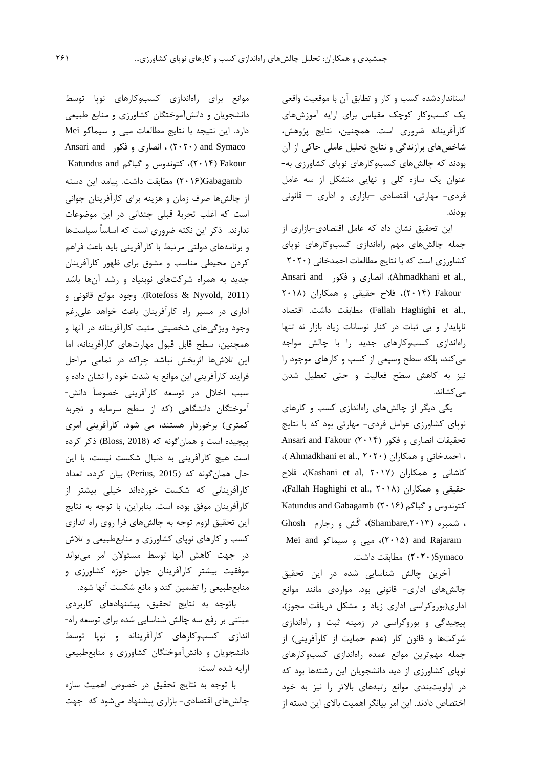استانداردشده کسب و کار و تطابق آن با موقعیت واقعی یک کسب‌وکار کوچک مقیاس برای ارایه آموزش‌های کارآفرینانه ضروری است. همچنین، نتایج پژوهش، شاخص‌های برازندگی و نتایج تحلیل عاملی حاکی از آن بودند که چالش‌های کسب‌وکارهای نوپای کشاورزی به‌عنوان یک سازه کلی و نهایی متشکل از سه عامل فردی- مهارتی، اقتصادی –بازاری و اداری – قانونی بودند.

این تحقیق نشان داد که عامل اقتصادی-بازاری از جمله چالش‌های مهم راه‌اندازی کسب‌وکارهای نوپای کشاورزی است که با نتایج مطالعات احمدخانی (Ahmadkhani et al., ۲۰۲۰)، انصاری و فکور Ansari and Fakour (۲۰۱۴)، فلاح حقیقی و همکاران (Fallah Haghighi et al., ۲۰۱۸) مطابقت داشت. اقتصاد ناپایدار و بی ثبات در کنار نوسانات زیاد بازار نه تنها راه‌اندازی کسب‌وکارهای جدید را با چالش مواجه می‌کند، بلکه سطح وسیعی از کسب و کارهای موجود را نیز به کاهش سطح فعالیت و حتی تعطیل شدن می‌کشاند.

یکی دیگر از چالش‌های راه‌اندازی کسب و کارهای نوپای کشاورزی عوامل فردی- مهارتی بود که با نتایج تحقیقات انصاری و فکور Ansari and Fakour (۲۰۱۴)، احمدخانی و همکاران (Ahmadkhani et al., ۲۰۲۰)، کاشانی و همکاران (Kashani et al, ۲۰۱۷)، فلاح حقیقی و همکاران (Fallah Haghighi et al., ۲۰۱۸)، کتوندوس و گباگم Katundus and Gabagamb (۲۰۱۶)، شمبره (Shambare,۲۰۱۳)، گُش و رجارم Ghosh and Rajaram (۲۰۱۵)، میی و سیماکو Mei and Symaco (۲۰۲۰) مطابقت داشت.

آخرین چالش شناسایی شده در این تحقیق چالش‌های اداری- قانونی بود. مواردی مانند موانع اداری(بوروکراسی اداری زیاد و مشکل دریافت مجوز)، پیچیدگی و بوروکراسی در زمینه ثبت و راه‌اندازی شرکت‌ها و قانون کار (عدم حمایت از کارآفرینی) از جمله مهم‌ترین موانع عمده راه‌اندازی کسب‌وکارهای نوپای کشاورزی از دید دانشجویان این رشته‌ها بود که در اولویت‌بندی موانع رتبه‌های بالاتر را نیز به خود اختصاص دادند. این امر بیانگر اهمیت بالای این دسته از موانع برای راه‌اندازی کسب‌وکارهای نوپا توسط دانشجویان و دانش‌آموختگان کشاورزی و منابع طبیعی دارد. این نتیجه با نتایج مطالعات میی و سیماکو Mei and Symaco (۲۰۲۰) ، انصاری و فکور Ansari and Fakour (۲۰۱۴)، کتوندوس و گباگم Katundus and Gabagamb(۲۰۱۶) مطابقت داشت. پیامد این دسته از چالش‌ها صرف زمان و هزینه برای کارآفرینان جوانی است که اغلب تجربهٔ قبلی چندانی در این موضوعات ندارند. ذکر این نکته ضروری است که اساساً سیاست‌ها و برنامه‌های دولتی مرتبط با کارآفرینی باید باعث فراهم کردن محیطی مناسب و مشوق برای ظهور کارآفرینان جدید به همراه شرکت‌های نوبنیاد و رشد آن‌ها باشد (Rotefoss & Nyvold, 2011). وجود موانع قانونی و اداری در مسیر راه کارآفرینان باعث خواهد علی‌رغم وجود ویژگی‌های شخصیتی مثبت کارآفرینانه در آنها و همچنین، سطح قابل قبول مهارت‌های کارآفرینانه، اما این تلاش‌ها اثربخش نباشد چراکه در تمامی مراحل فرایند کارآفرینی این موانع به شدت خود را نشان داده و سبب اخلال در توسعه کارآفرینی خصوصاً دانش-آموختگان دانشگاهی (که از سطح سرمایه و تجربه کمتری) برخوردار هستند، می شود. کارآفرینی امری پیچیده است و همان‌گونه که (Bloss, 2018) ذکر کرده است هیچ کارآفرینی به دنبال شکست نیست، با این حال همان‌گونه که (Perius, 2015) بیان کرده، تعداد کارآفرینانی که شکست خورده‌اند خیلی بیشتر از کارآفرینان موفق بوده است. بنابراین، با توجه به نتایج این تحقیق لزوم توجه به چالش‌های فرا روی راه اندازی کسب و کارهای نوپای کشاورزی و منابع‌طبیعی و تلاش در جهت کاهش آنها توسط مسئولان امر می‌تواند موفقیت بیشتر کارآفرینان جوان حوزه کشاورزی و منابع‌طبیعی را تضمین کند و مانع شکست آنها شود.

باتوجه به نتایج تحقیق، پیشنهادهای کاربردی مبتنی بر رفع سه چالش شناسایی شده برای توسعه راه-اندازی کسب‌وکارهای کارآفرینانه و نوپا توسط دانشجویان و دانش‌آموختگان کشاورزی و منابع‌طبیعی ارایه شده است:

با توجه به نتایج تحقیق در خصوص اهمیت سازه چالش‌های اقتصادی- بازاری پیشنهاد می‌شود که جهت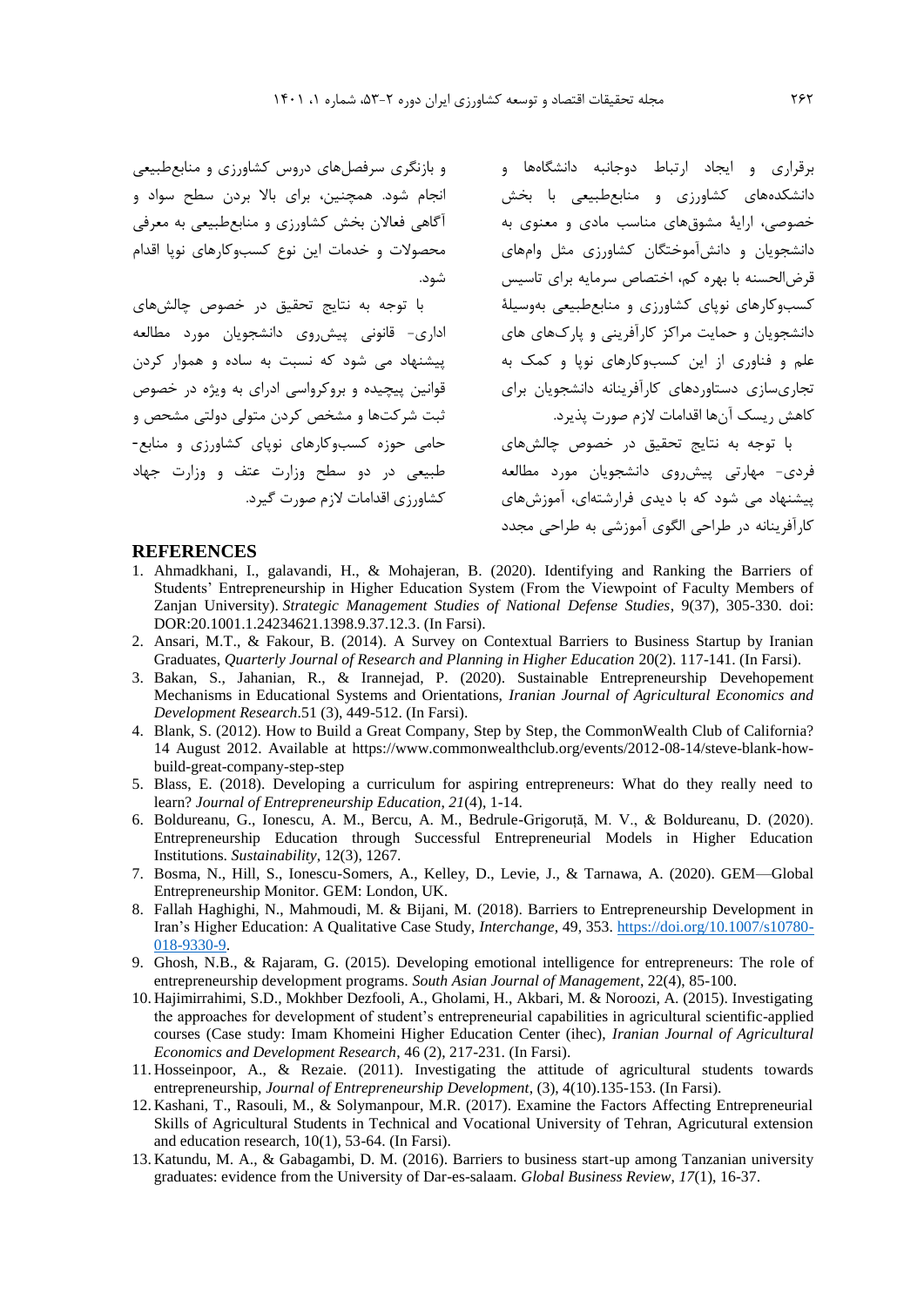برقراری و ایجاد ارتباط دوجانبه دانشگاه‌ها و دانشکده‌های کشاورزی و منابع‌طبیعی با بخش خصوصی، ارائهٔ مشوق‌های مناسب مادی و معنوی به دانشجویان و دانش‌آموختگان کشاورزی مثل وام‌های قرض‌الحسنه با بهره کم، اختصاص سرمایه برای تاسیس کسب‌وکارهای نوپای کشاورزی و منابع‌طبیعی به‌وسیلهٔ دانشجویان و حمایت مراکز کارآفرینی و پارک‌های های علم و فناوری از این کسب‌وکارهای نوپا و کمک به تجاری‌سازی دستاوردهای کارآفرینانه دانشجویان برای کاهش ریسک آن‌ها اقدامات لازم صورت پذیرد.

با توجه به نتایج تحقیق در خصوص چالش‌های فردی- مهارتی پیش‌روی دانشجویان مورد مطالعه پیشنهاد می شود که با دیدی فرارشته‌ای، آموزش‌های کارآفرینانه در طراحی الگوی آموزشی به طراحی مجدد و بازنگری سرفصل‌های دروس کشاورزی و منابع‌طبیعی انجام شود. همچنین، برای بالا بردن سطح سواد و آگاهی فعالان بخش کشاورزی و منابع‌طبیعی به معرفی محصولات و خدمات این نوع کسب‌وکارهای نوپا اقدام شود.

با توجه به نتایج تحقیق در خصوص چالش‌های اداری- قانونی پیش‌روی دانشجویان مورد مطالعه پیشنهاد می شود که نسبت به ساده و هموار کردن قوانین پیچیده و بروکراسی ادرای به ویژه در خصوص ثبت شرکت‌ها و مشخص کردن متولی دولتی مشحص و حامی حوزه کسب‌وکارهای نوپای کشاورزی و منابع-طبیعی در دو سطح وزارت عتف و وزارت جهاد کشاورزی اقدامات لازم صورت گیرد.

## REFERENCES

1. Ahmadkhani, I., galavandi, H., & Mohajeran, B. (2020). Identifying and Ranking the Barriers of Students' Entrepreneurship in Higher Education System (From the Viewpoint of Faculty Members of Zanjan University). *Strategic Management Studies of National Defense Studies*, 9(37), 305-330. doi: DOR:20.1001.1.24234621.1398.9.37.12.3. (In Farsi).
2. Ansari, M.T., & Fakour, B. (2014). A Survey on Contextual Barriers to Business Startup by Iranian Graduates, *Quarterly Journal of Research and Planning in Higher Education* 20(2). 117-141. (In Farsi).
3. Bakan, S., Jahanian, R., & Irannejad, P. (2020). Sustainable Entrepreneurship Devehopement Mechanisms in Educational Systems and Orientations, *Iranian Journal of Agricultural Economics and Development Research*.51 (3), 449-512. (In Farsi).
4. Blank, S. (2012). How to Build a Great Company, Step by Step, the CommonWealth Club of California? 14 August 2012. Available at https://www.commonwealthclub.org/events/2012-08-14/steve-blank-how-build-great-company-step-step
5. Blass, E. (2018). Developing a curriculum for aspiring entrepreneurs: What do they really need to learn? *Journal of Entrepreneurship Education*, *21*(4), 1-14.
6. Boldureanu, G., Ionescu, A. M., Bercu, A. M., Bedrule-Grigoruță, M. V., & Boldureanu, D. (2020). Entrepreneurship Education through Successful Entrepreneurial Models in Higher Education Institutions. *Sustainability*, 12(3), 1267.
7. Bosma, N., Hill, S., Ionescu-Somers, A., Kelley, D., Levie, J., & Tarnawa, A. (2020). GEM—Global Entrepreneurship Monitor. GEM: London, UK.
8. Fallah Haghighi, N., Mahmoudi, M. & Bijani, M. (2018). Barriers to Entrepreneurship Development in Iran's Higher Education: A Qualitative Case Study, *Interchange*, 49, 353. https://doi.org/10.1007/s10780-018-9330-9.
9. Ghosh, N.B., & Rajaram, G. (2015). Developing emotional intelligence for entrepreneurs: The role of entrepreneurship development programs. *South Asian Journal of Management*, 22(4), 85-100.
10. Hajimirrahimi, S.D., Mokhber Dezfooli, A., Gholami, H., Akbari, M. & Noroozi, A. (2015). Investigating the approaches for development of student's entrepreneurial capabilities in agricultural scientific-applied courses (Case study: Imam Khomeini Higher Education Center (ihec), *Iranian Journal of Agricultural Economics and Development Research*, 46 (2), 217-231. (In Farsi).
11. Hosseinpoor, A., & Rezaie. (2011). Investigating the attitude of agricultural students towards entrepreneurship, *Journal of Entrepreneurship Development*, (3), 4(10).135-153. (In Farsi).
12. Kashani, T., Rasouli, M., & Solymanpour, M.R. (2017). Examine the Factors Affecting Entrepreneurial Skills of Agricultural Students in Technical and Vocational University of Tehran, Agricutural extension and education research, 10(1), 53-64. (In Farsi).
13. Katundu, M. A., & Gabagambi, D. M. (2016). Barriers to business start-up among Tanzanian university graduates: evidence from the University of Dar-es-salaam. *Global Business Review*, *17*(1), 16-37.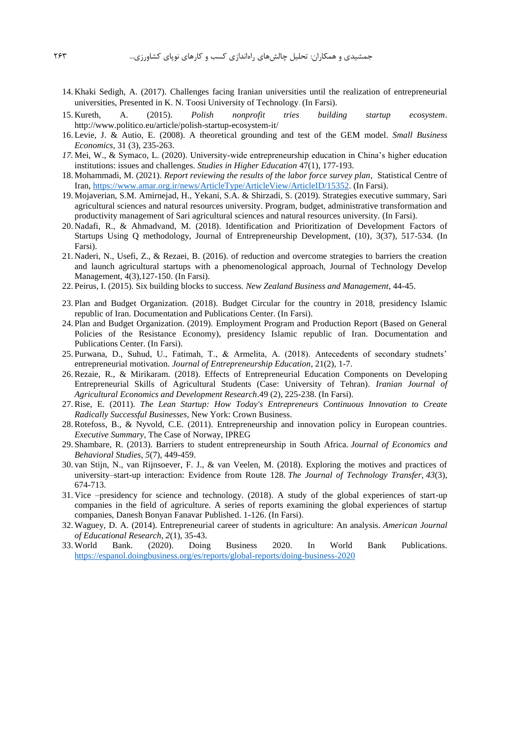14. Khaki Sedigh, A. (2017). Challenges facing Iranian universities until the realization of entrepreneurial universities, Presented in K. N. Toosi University of Technology. (In Farsi).
15. Kureth, A. (2015). *Polish nonprofit tries building startup ecosystem*. http://www.politico.eu/article/polish-startup-ecosystem-it/
16. Levie, J. & Autio, E. (2008). A theoretical grounding and test of the GEM model. *Small Business Economics*, 31 (3), 235-263.
17. Mei, W., & Symaco, L. (2020). University-wide entrepreneurship education in China's higher education institutions: issues and challenges. *Studies in Higher Education* 47(1), 177-193.
18. Mohammadi, M. (2021). *Report reviewing the results of the labor force survey plan*, Statistical Centre of Iran, https://www.amar.org.ir/news/ArticleType/ArticleView/ArticleID/15352. (In Farsi).
19. Mojaverian, S.M. Amirnejad, H., Yekani, S.A. & Shirzadi, S. (2019). Strategies executive summary, Sari agricultural sciences and natural resources university. Program, budget, administrative transformation and productivity management of Sari agricultural sciences and natural resources university. (In Farsi).
20. Nadafi, R., & Ahmadvand, M. (2018). Identification and Prioritization of Development Factors of Startups Using Q methodology, Journal of Entrepreneurship Development, (10), 3(37), 517-534. (In Farsi).
21. Naderi, N., Usefi, Z., & Rezaei, B. (2016). of reduction and overcome strategies to barriers the creation and launch agricultural startups with a phenomenological approach, Journal of Technology Develop Management, 4(3),127-150. (In Farsi).
22. Peirus, I. (2015). Six building blocks to success. *New Zealand Business and Management*, 44-45.
23. Plan and Budget Organization. (2018). Budget Circular for the country in 2018, presidency Islamic republic of Iran. Documentation and Publications Center. (In Farsi).
24. Plan and Budget Organization. (2019). Employment Program and Production Report (Based on General Policies of the Resistance Economy), presidency Islamic republic of Iran. Documentation and Publications Center. (In Farsi).
25. Purwana, D., Suhud, U., Fatimah, T., & Armelita, A. (2018). Antecedents of secondary studnets' entrepreneurial motivation. *Journal of Entrepreneurship Education*, 21(2), 1-7.
26. Rezaie, R., & Mirikaram. (2018). Effects of Entrepreneurial Education Components on Developing Entrepreneurial Skills of Agricultural Students (Case: University of Tehran). *Iranian Journal of Agricultural Economics and Development Research*.49 (2), 225-238. (In Farsi).
27. Rise, E. (2011). *The Lean Startup: How Today's Entrepreneurs Continuous Innovation to Create Radically Successful Businesses*, New York: Crown Business.
28. Rotefoss, B., & Nyvold, C.E. (2011). Entrepreneurship and innovation policy in European countries. *Executive Summary*, The Case of Norway, IPREG
29. Shambare, R. (2013). Barriers to student entrepreneurship in South Africa. *Journal of Economics and Behavioral Studies*, *5*(7), 449-459.
30. van Stijn, N., van Rijnsoever, F. J., & van Veelen, M. (2018). Exploring the motives and practices of university–start-up interaction: Evidence from Route 128. *The Journal of Technology Transfer*, *43*(3), 674-713.
31. Vice –presidency for science and technology. (2018). A study of the global experiences of start-up companies in the field of agriculture. A series of reports examining the global experiences of startup companies, Danesh Bonyan Fanavar Published. 1-126. (In Farsi).
32. Waguey, D. A. (2014). Entrepreneurial career of students in agriculture: An analysis. *American Journal of Educational Research*, *2*(1), 35-43.
33. World Bank. (2020). Doing Business 2020. In World Bank Publications. https://espanol.doingbusiness.org/es/reports/global-reports/doing-business-2020